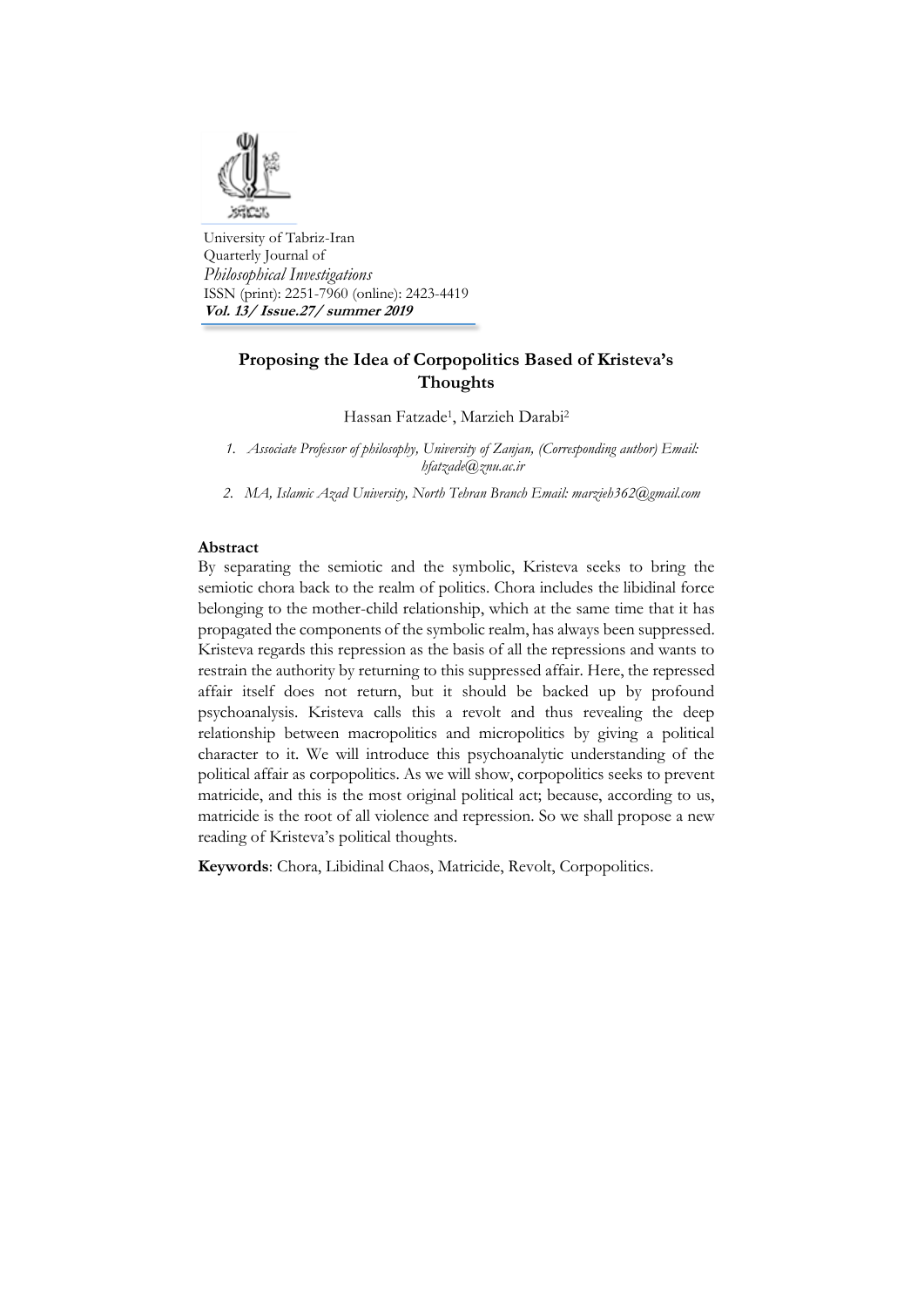University of Tabriz-Iran
Quarterly Journal of
*Philosophical Investigations*
ISSN (print): 2251-7960 (online): 2423-4419
***Vol. 13/ Issue.27/ summer 2019***

# Proposing the Idea of Corpopolitics Based of Kristeva's Thoughts

Hassan Fatzade[1], Marzieh Darabi[2]

1. *Associate Professor of philosophy, University of Zanjan, (Corresponding author) Email: hfatzade@znu.ac.ir*
2. *MA, Islamic Azad University, North Tehran Branch Email: marzieh362@gmail.com*

**Abstract**

By separating the semiotic and the symbolic, Kristeva seeks to bring the semiotic chora back to the realm of politics. Chora includes the libidinal force belonging to the mother-child relationship, which at the same time that it has propagated the components of the symbolic realm, has always been suppressed. Kristeva regards this repression as the basis of all the repressions and wants to restrain the authority by returning to this suppressed affair. Here, the repressed affair itself does not return, but it should be backed up by profound psychoanalysis. Kristeva calls this a revolt and thus revealing the deep relationship between macropolitics and micropolitics by giving a political character to it. We will introduce this psychoanalytic understanding of the political affair as corpopolitics. As we will show, corpopolitics seeks to prevent matricide, and this is the most original political act; because, according to us, matricide is the root of all violence and repression. So we shall propose a new reading of Kristeva's political thoughts.

**Keywords**: Chora, Libidinal Chaos, Matricide, Revolt, Corpopolitics.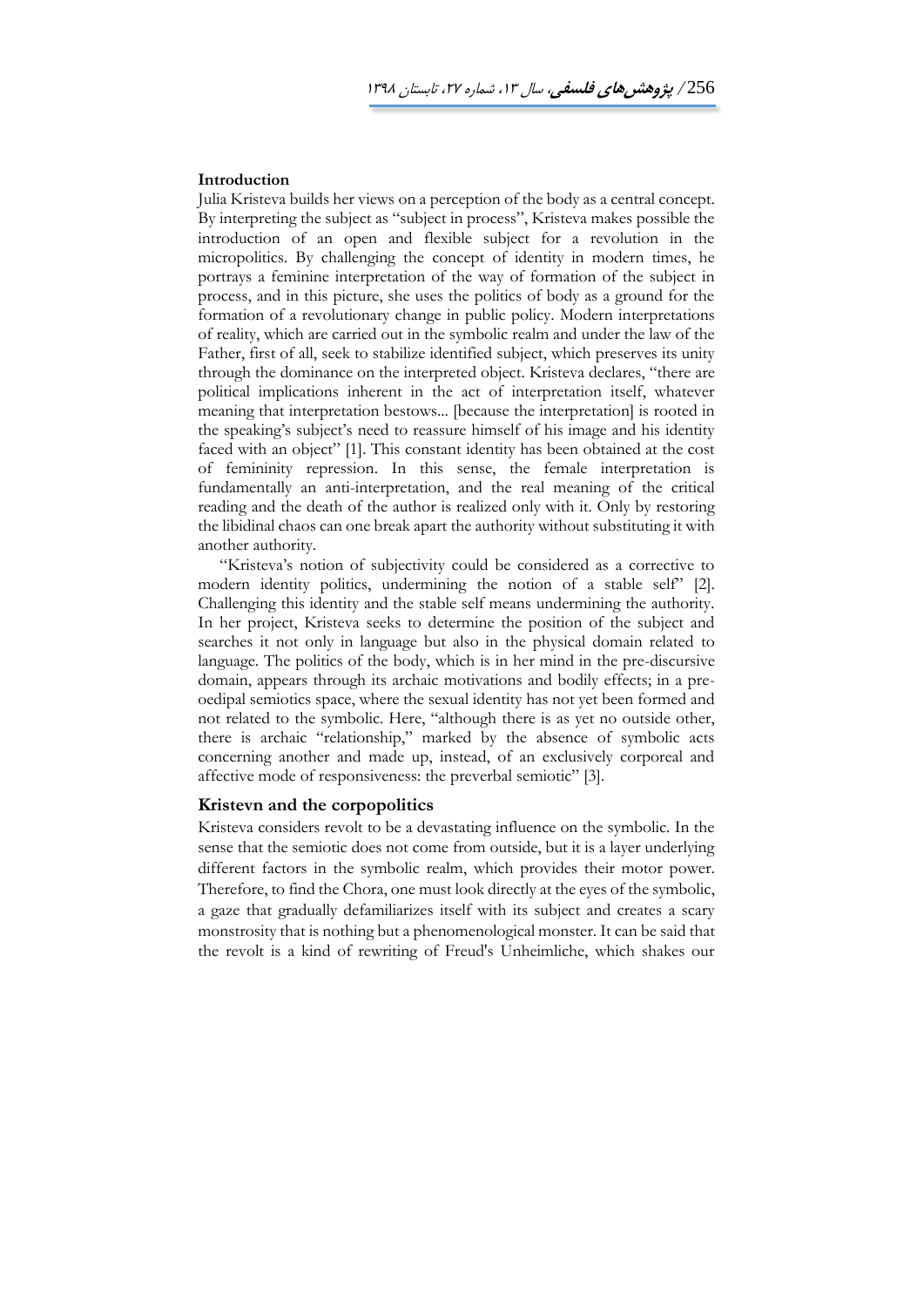## Introduction

Julia Kristeva builds her views on a perception of the body as a central concept. By interpreting the subject as "subject in process", Kristeva makes possible the introduction of an open and flexible subject for a revolution in the micropolitics. By challenging the concept of identity in modern times, he portrays a feminine interpretation of the way of formation of the subject in process, and in this picture, she uses the politics of body as a ground for the formation of a revolutionary change in public policy. Modern interpretations of reality, which are carried out in the symbolic realm and under the law of the Father, first of all, seek to stabilize identified subject, which preserves its unity through the dominance on the interpreted object. Kristeva declares, "there are political implications inherent in the act of interpretation itself, whatever meaning that interpretation bestows... [because the interpretation] is rooted in the speaking's subject's need to reassure himself of his image and his identity faced with an object" [1]. This constant identity has been obtained at the cost of femininity repression. In this sense, the female interpretation is fundamentally an anti-interpretation, and the real meaning of the critical reading and the death of the author is realized only with it. Only by restoring the libidinal chaos can one break apart the authority without substituting it with another authority.

"Kristeva's notion of subjectivity could be considered as a corrective to modern identity politics, undermining the notion of a stable self" [2]. Challenging this identity and the stable self means undermining the authority. In her project, Kristeva seeks to determine the position of the subject and searches it not only in language but also in the physical domain related to language. The politics of the body, which is in her mind in the pre-discursive domain, appears through its archaic motivations and bodily effects; in a pre-oedipal semiotics space, where the sexual identity has not yet been formed and not related to the symbolic. Here, "although there is as yet no outside other, there is archaic "relationship," marked by the absence of symbolic acts concerning another and made up, instead, of an exclusively corporeal and affective mode of responsiveness: the preverbal semiotic" [3].

## Kristevn and the corpopolitics

Kristeva considers revolt to be a devastating influence on the symbolic. In the sense that the semiotic does not come from outside, but it is a layer underlying different factors in the symbolic realm, which provides their motor power. Therefore, to find the Chora, one must look directly at the eyes of the symbolic, a gaze that gradually defamiliarizes itself with its subject and creates a scary monstrosity that is nothing but a phenomenological monster. It can be said that the revolt is a kind of rewriting of Freud's Unheimliche, which shakes our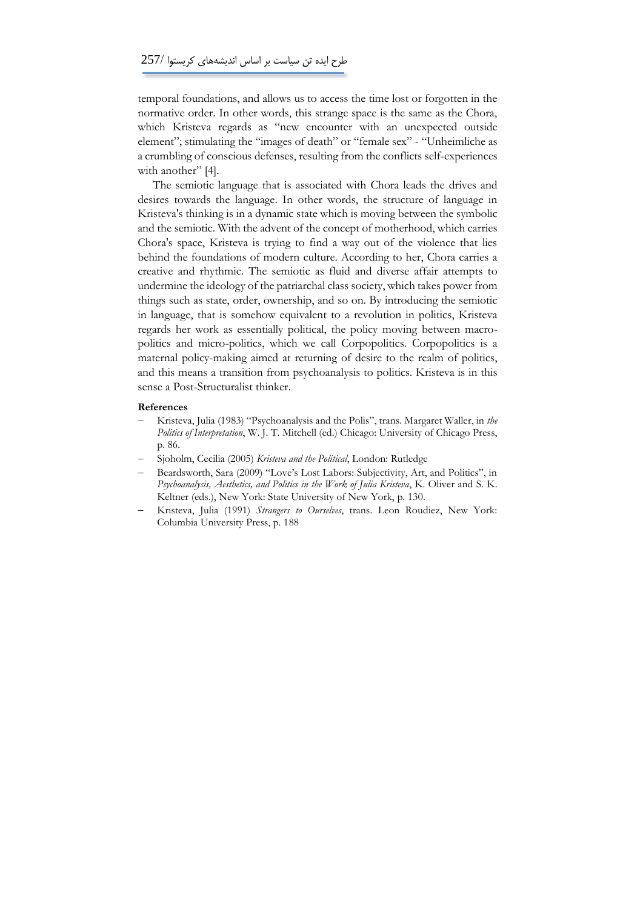temporal foundations, and allows us to access the time lost or forgotten in the normative order. In other words, this strange space is the same as the Chora, which Kristeva regards as "new encounter with an unexpected outside element"; stimulating the "images of death" or "female sex" - "Unheimliche as a crumbling of conscious defenses, resulting from the conflicts self-experiences with another" [4].

The semiotic language that is associated with Chora leads the drives and desires towards the language. In other words, the structure of language in Kristeva's thinking is in a dynamic state which is moving between the symbolic and the semiotic. With the advent of the concept of motherhood, which carries Chora's space, Kristeva is trying to find a way out of the violence that lies behind the foundations of modern culture. According to her, Chora carries a creative and rhythmic. The semiotic as fluid and diverse affair attempts to undermine the ideology of the patriarchal class society, which takes power from things such as state, order, ownership, and so on. By introducing the semiotic in language, that is somehow equivalent to a revolution in politics, Kristeva regards her work as essentially political, the policy moving between macro-politics and micro-politics, which we call Corpopolitics. Corpopolitics is a maternal policy-making aimed at returning of desire to the realm of politics, and this means a transition from psychoanalysis to politics. Kristeva is in this sense a Post-Structuralist thinker.

**References**

- Kristeva, Julia (1983) "Psychoanalysis and the Polis", trans. Margaret Waller, in *the Politics of Interpretation*, W. J. T. Mitchell (ed.) Chicago: University of Chicago Press, p. 86.
- Sjoholm, Cecilia (2005) *Kristeva and the Political*, London: Rutledge
- Beardsworth, Sara (2009) "Love's Lost Labors: Subjectivity, Art, and Politics", in *Psychoanalysis, Aesthetics, and Politics in the Work of Julia Kristeva*, K. Oliver and S. K. Keltner (eds.), New York: State University of New York, p. 130.
- Kristeva, Julia (1991) *Strangers to Ourselves*, trans. Leon Roudiez, New York: Columbia University Press, p. 188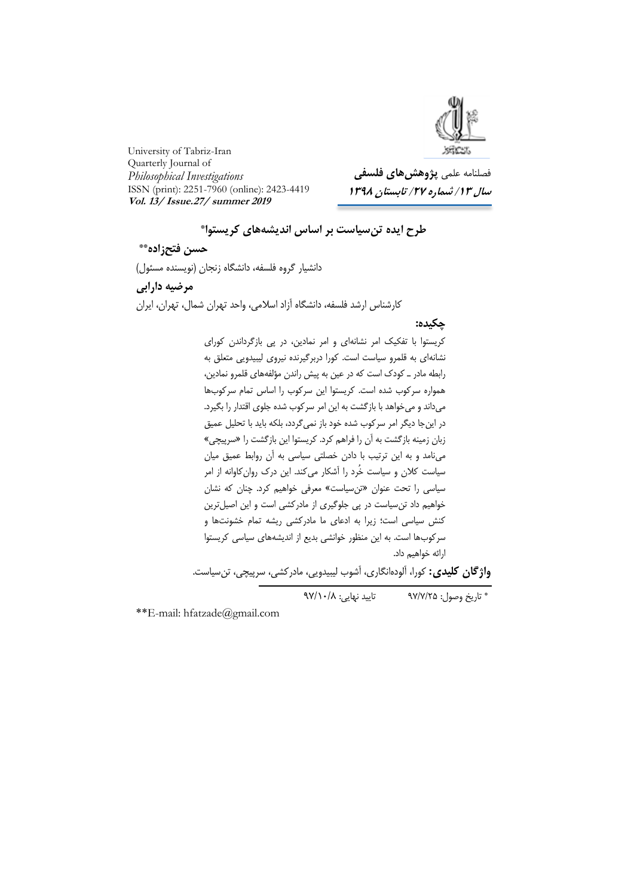University of Tabriz-Iran
Quarterly Journal of
*Philosophical Investigations*
ISSN (print): 2251-7960 (online): 2423-4419
**Vol. 13/ Issue.27/ summer 2019**

فصلنامه علمی **پژوهش‌های فلسفی**
***سال ۱۳/ شماره ۲۷/ تابستان ۱۳۹۸***

# طرح ایده تن‌سیاست بر اساس اندیشه‌های کریستوا*

**حسن فتح‌زاده****

دانشیار گروه فلسفه، دانشگاه زنجان (نویسنده مسئول)

**مرضیه دارابی**

کارشناس ارشد فلسفه، دانشگاه آزاد اسلامی، واحد تهران شمال، تهران، ایران

## چکیده:

کریستوا با تفکیک امر نشانه‌ای و امر نمادین، در پی بازگرداندن کورای نشانه‌ای به قلمرو سیاست است. کورا دربرگیرنده نیروی لیبیدویی متعلق به رابطه مادر ـ کودک است که در عین به پیش راندن مؤلفه‌های قلمرو نمادین، همواره سرکوب شده است. کریستوا این سرکوب را اساس تمام سرکوب‌ها می‌داند و می‌خواهد با بازگشت به این امر سرکوب شده جلوی اقتدار را بگیرد. در این‌جا دیگر امر سرکوب شده خود باز نمی‌گردد، بلکه باید با تحلیل عمیق زبان زمینه بازگشت به آن را فراهم کرد. کریستوا این بازگشت را «سرپیچی» می‌نامد و به این ترتیب با دادن خصلتی سیاسی به آن روابط عمیق میان سیاست کلان و سیاست خُرد را آشکار می‌کند. این درک روان‌کاوانه از امر سیاسی را تحت عنوان «تن‌سیاست» معرفی خواهیم کرد. چنان که نشان خواهیم داد تن‌سیاست در پی جلوگیری از مادرکشی است و این اصیل‌ترین کنش سیاسی است؛ زیرا به ادعای ما مادرکشی ریشه تمام خشونت‌ها و سرکوب‌ها است. به این منظور خوانشی بدیع از اندیشه‌های سیاسی کریستوا ارائه خواهیم داد.

**واژگان کلیدی:** کورا، آلوده‌انگاری، آشوب لیبیدویی، مادرکشی، سرپیچی، تن‌سیاست.

---

* تاریخ وصول: ۹۷/۷/۲۵ تایید نهایی: ۹۷/۱۰/۸

**E-mail: hfatzade@gmail.com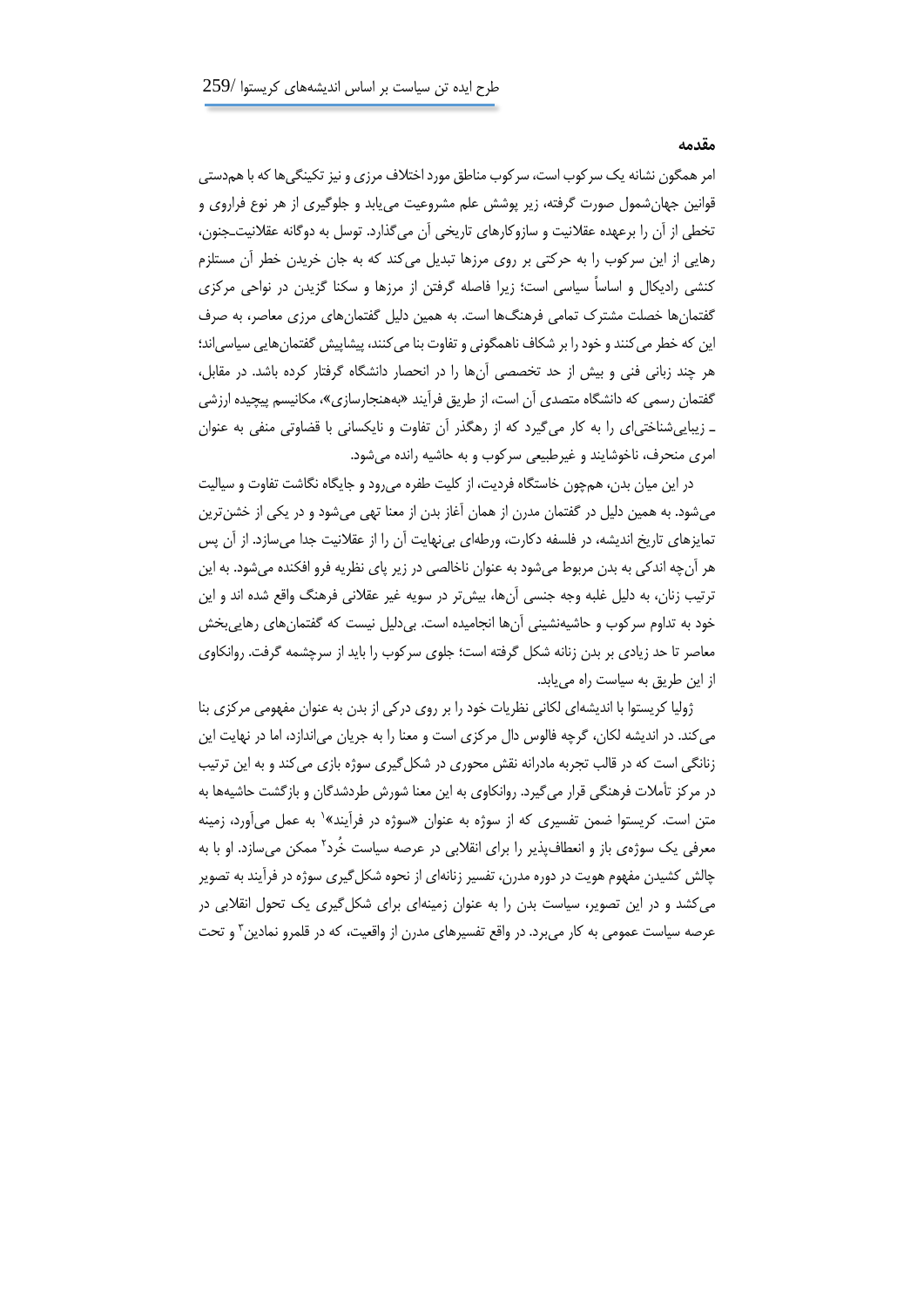## مقدمه

امر همگون نشانه یک سرکوب است، سرکوب مناطق مورد اختلاف مرزی و نیز تکینگی‌ها که با هم‌دستی قوانین جهان‌شمول صورت گرفته، زیر پوشش علم مشروعیت می‌یابد و جلوگیری از هر نوع فراروی و تخطی از آن را برعهده عقلانیت و سازوکارهای تاریخی آن می‌گذارد. توسل به دوگانه عقلانیت‌ـجنون، رهایی از این سرکوب را به حرکتی بر روی مرزها تبدیل می‌کند که به جان خریدن خطر آن مستلزم کنشی رادیکال و اساساً سیاسی است؛ زیرا فاصله گرفتن از مرزها و سکنا گزیدن در نواحی مرکزی گفتمان‌ها خصلت مشترک تمامی فرهنگ‌ها است. به همین دلیل گفتمان‌های مرزی معاصر، به صرف این که خطر می‌کنند و خود را بر شکاف ناهمگونی و تفاوت بنا می‌کنند، پیشاپیش گفتمان‌هایی سیاسی‌اند؛ هر چند زبانی فنی و بیش از حد تخصصی آن‌ها را در انحصار دانشگاه گرفتار کرده باشد. در مقابل، گفتمان رسمی که دانشگاه متصدی آن است، از طریق فرآیند «به‌هنجارسازی»، مکانیسم پیچیده ارزشی ـ زیبایی‌شناختی‌ای را به کار می‌گیرد که از رهگذر آن تفاوت و نایکسانی با قضاوتی منفی به عنوان امری منحرف، ناخوشایند و غیرطبیعی سرکوب و به حاشیه رانده می‌شود.

در این میان بدن، هم‌چون خاستگاه فردیت، از کلیت طفره می‌رود و جایگاه نگاشت تفاوت و سیالیت می‌شود. به همین دلیل در گفتمان مدرن از همان آغاز بدن از معنا تهی می‌شود و در یکی از خشن‌ترین تمایزهای تاریخ اندیشه، در فلسفه دکارت، ورطه‌ای بی‌نهایت آن را از عقلانیت جدا می‌سازد. از آن پس هر آن‌چه اندکی به بدن مربوط می‌شود به عنوان ناخالصی در زیر پای نظریه فرو افکنده می‌شود. به این ترتیب زنان، به دلیل غلبه وجه جنسی آن‌ها، بیش‌تر در سویه غیر عقلانی فرهنگ واقع شده اند و این خود به تداوم سرکوب و حاشیه‌نشینی آن‌ها انجامیده است. بی‌دلیل نیست که گفتمان‌های رهایی‌بخش معاصر تا حد زیادی بر بدن زنانه شکل گرفته است؛ جلوی سرکوب را باید از سرچشمه گرفت. روانکاوی از این طریق به سیاست راه می‌یابد.

ژولیا کریستوا با اندیشه‌ای لکانی نظریات خود را بر روی درکی از بدن به عنوان مفهومی مرکزی بنا می‌کند. در اندیشه لکان، گرچه فالوس دال مرکزی است و معنا را به جریان می‌اندازد، اما در نهایت این زنانگی است که در قالب تجربه مادرانه نقش محوری در شکل‌گیری سوژه بازی می‌کند و به این ترتیب در مرکز تأملات فرهنگی قرار می‌گیرد. روانکاوی به این معنا شورش طردشدگان و بازگشت حاشیه‌ها به متن است. کریستوا ضمن تفسیری که از سوژه به عنوان «سوژه در فرآیند»[1] به عمل می‌آورد، زمینه معرفی یک سوژه‌ی باز و انعطاف‌پذیر را برای انقلابی در عرصه سیاست خُرد[2] ممکن می‌سازد. او با به چالش کشیدن مفهوم هویت در دوره مدرن، تفسیر زنانه‌ای از نحوه شکل‌گیری سوژه در فرآیند به تصویر می‌کشد و در این تصویر، سیاست بدن را به عنوان زمینه‌ای برای شکل‌گیری یک تحول انقلابی در عرصه سیاست عمومی به کار می‌برد. در واقع تفسیرهای مدرن از واقعیت، که در قلمرو نمادین[3] و تحت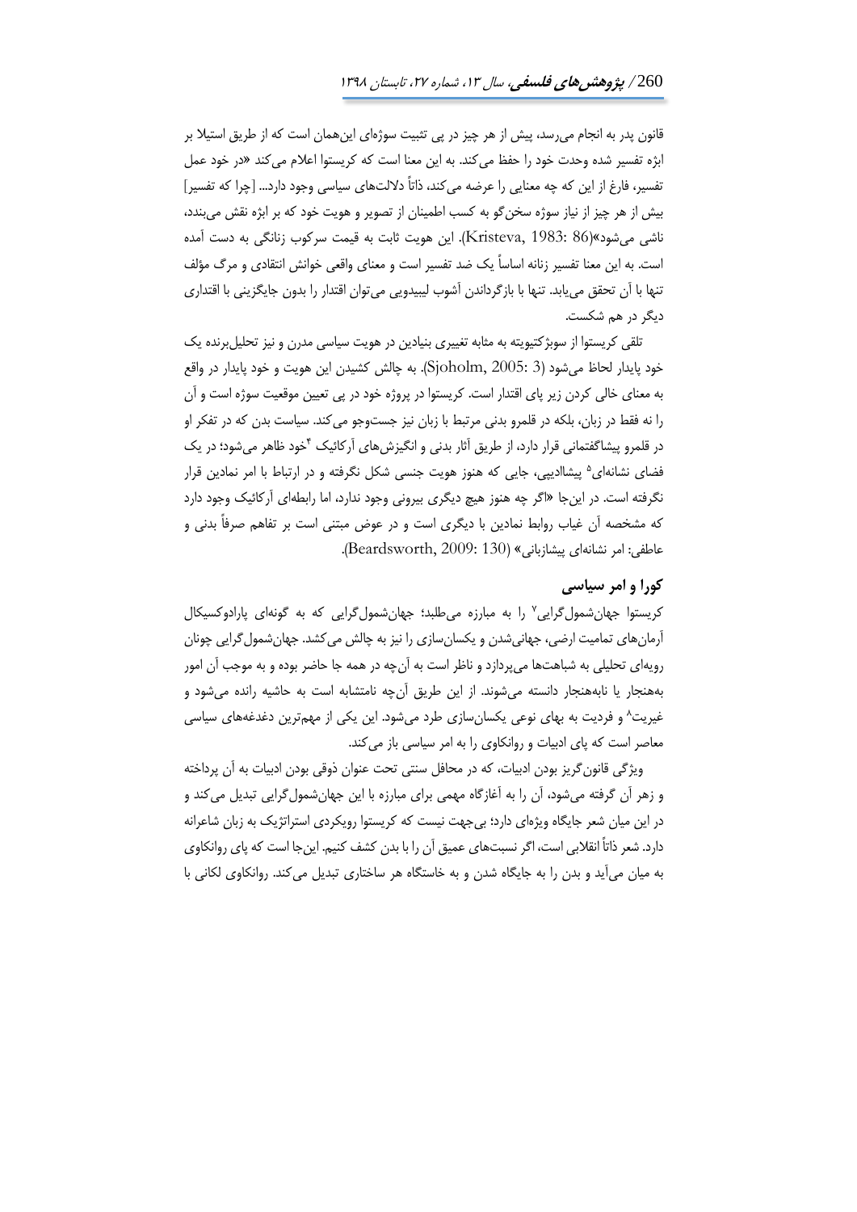قانون پدر به انجام می‌رسد، پیش از هر چیز در پی تثبیت سوژه‌ای این‌همان است که از طریق استیلا بر ابژه تفسیر شده وحدت خود را حفظ می‌کند. به این معنا است که کریستوا اعلام می‌کند «در خود عمل تفسیر، فارغ از این که چه معنایی را عرضه می‌کند، ذاتاً دلالت‌های سیاسی وجود دارد... [چرا که تفسیر] بیش از هر چیز از نیاز سوژه سخن‌گو به کسب اطمینان از تصویر و هویت خود که بر ابژه نقش می‌بندد، ناشی می‌شود»(Kristeva, 1983: 86). این هویت ثابت به قیمت سرکوب زنانگی به دست آمده است. به این معنا تفسیر زنانه اساساً یک ضد تفسیر است و معنای واقعی خوانش انتقادی و مرگ مؤلف تنها با آن تحقق می‌یابد. تنها با بازگرداندن آشوب لیبیدویی می‌توان اقتدار را بدون جایگزینی با اقتداری دیگر در هم شکست.

تلقی کریستوا از سوبژکتیویته به مثابه تغییری بنیادین در هویت سیاسی مدرن و نیز تحلیل‌برنده یک خود پایدار لحاظ می‌شود (Sjoholm, 2005: 3). به چالش کشیدن این هویت و خود پایدار در واقع به معنای خالی کردن زیر پای اقتدار است. کریستوا در پروژه خود در پی تعیین موقعیت سوژه است و آن را نه فقط در زبان، بلکه در قلمرو بدنی مرتبط با زبان نیز جست‌وجو می‌کند. سیاست بدن که در تفکر او در قلمرو پیشاگفتمانی قرار دارد، از طریق آثار بدنی و انگیزش‌های آرکائیک [4]خود ظاهر می‌شود؛ در یک فضای نشانه‌ای[5] پیشاادیپی، جایی که هنوز هویت جنسی شکل نگرفته و در ارتباط با امر نمادین قرار نگرفته است. در این‌جا «اگر چه هنوز هیچ دیگری بیرونی وجود ندارد، اما رابطه‌ای آرکائیک وجود دارد که مشخصه آن غیاب روابط نمادین با دیگری است و در عوض مبتنی است بر تفاهم صرفاً بدنی و عاطفی: امر نشانه‌ای پیشازبانی» (Beardsworth, 2009: 130).

## کورا و امر سیاسی

کریستوا جهان‌شمول‌گرایی[7] را به مبارزه می‌طلبد؛ جهان‌شمول‌گرایی که به گونه‌ای پارادوکسیکال آرمان‌های تمامیت ارضی، جهانی‌شدن و یکسان‌سازی را نیز به چالش می‌کشد. جهان‌شمول‌گرایی چونان رویه‌ای تحلیلی به شباهت‌ها می‌پردازد و ناظر است به آن‌چه در همه جا حاضر بوده و به موجب آن امور بهنجار یا نابهنجار دانسته می‌شوند. از این طریق آن‌چه نامتشابه است به حاشیه رانده می‌شود و غیریت[8] و فردیت به بهای نوعی یکسان‌سازی طرد می‌شود. این یکی از مهم‌ترین دغدغه‌های سیاسی معاصر است که پای ادبیات و روانکاوی را به امر سیاسی باز می‌کند.

ویژگی قانون‌گریز بودن ادبیات، که در محافل سنتی تحت عنوان ذوقی بودن ادبیات به آن پرداخته و زهر آن گرفته می‌شود، آن را به آغازگاه مهمی برای مبارزه با این جهان‌شمول‌گرایی تبدیل می‌کند و در این میان شعر جایگاه ویژه‌ای دارد؛ بی‌جهت نیست که کریستوا رویکردی استراتژیک به زبان شاعرانه دارد. شعر ذاتاً انقلابی است، اگر نسبت‌های عمیق آن را با بدن کشف کنیم. این‌جا است که پای روانکاوی به میان می‌آید و بدن را به جایگاه شدن و به خاستگاه هر ساختاری تبدیل می‌کند. روانکاوی لکانی با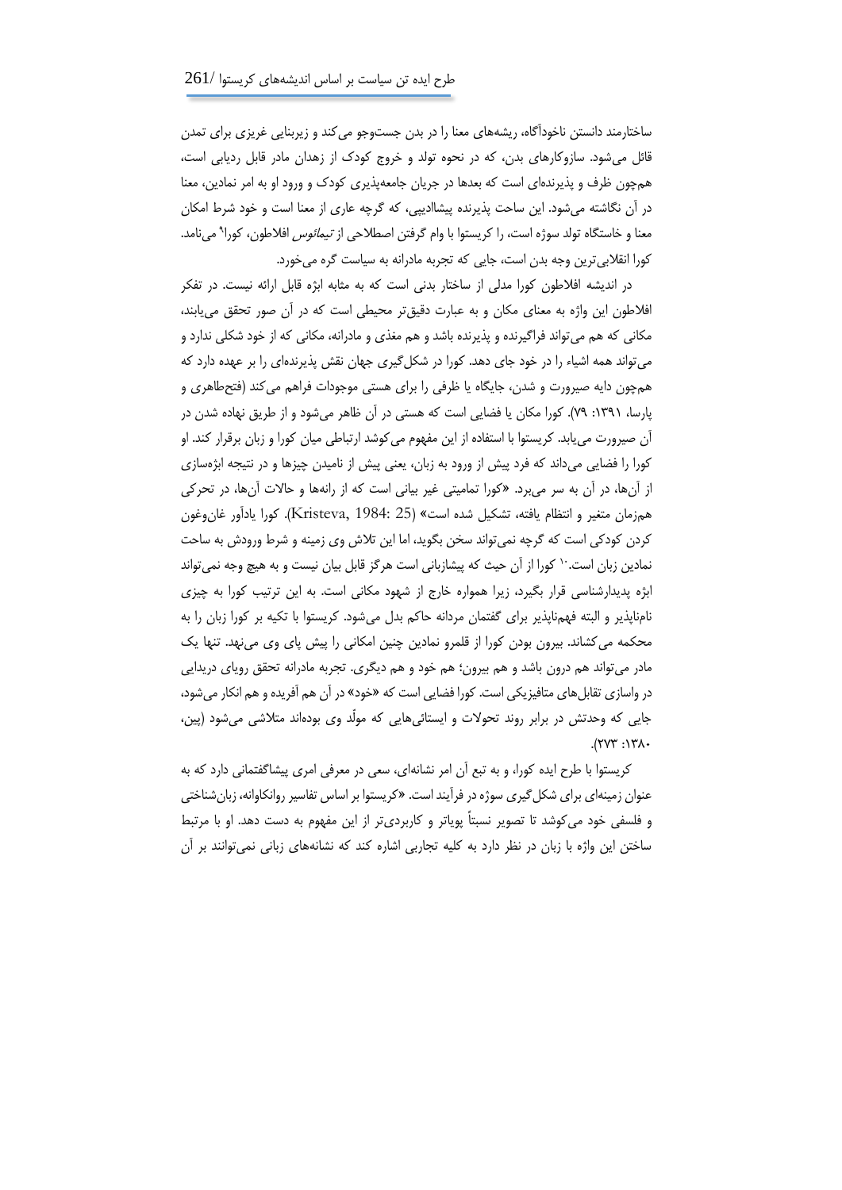ساختارمند دانستن ناخودآگاه، ریشه‌های معنا را در بدن جست‌وجو می‌کند و زیربنایی غریزی برای تمدن قائل می‌شود. سازوکارهای بدن، که در نحوه تولد و خروج کودک از زهدان مادر قابل ردیابی است، هم‌چون ظرف و پذیرنده‌ای است که بعدها در جریان جامعه‌پذیری کودک و ورود او به امر نمادین، معنا در آن نگاشته می‌شود. این ساحت پذیرنده پیشاادیپی، که گرچه عاری از معنا است و خود شرط امکان معنا و خاستگاه تولد سوژه است، را کریستوا با وام گرفتن اصطلاحی از *تیمائوس* افلاطون، کورا[9] می‌نامد. کورا انقلابی‌ترین وجه بدن است، جایی که تجربه مادرانه به سیاست گره می‌خورد.

در اندیشه افلاطون کورا مدلی از ساختار بدنی است که به مثابه ابژه قابل ارائه نیست. در تفکر افلاطون این واژه به معنای مکان و به عبارت دقیق‌تر محیطی است که در آن صور تحقق می‌یابند، مکانی که هم می‌تواند فراگیرنده و پذیرنده باشد و هم مغذی و مادرانه، مکانی که از خود شکلی ندارد و می‌تواند همه اشیاء را در خود جای دهد. کورا در شکل‌گیری جهان نقش پذیرنده‌ای را بر عهده دارد که هم‌چون دایه صیرورت و شدن، جایگاه یا ظرفی را برای هستی موجودات فراهم می‌کند (فتح‌طاهری و پارسا، ۱۳۹۱: ۷۹). کورا مکان یا فضایی است که هستی در آن ظاهر می‌شود و از طریق نهاده شدن در آن صیرورت می‌یابد. کریستوا با استفاده از این مفهوم می‌کوشد ارتباطی میان کورا و زبان برقرار کند. او کورا را فضایی می‌داند که فرد پیش از ورود به زبان، یعنی پیش از نامیدن چیزها و در نتیجه ابژه‌سازی از آن‌ها، در آن به سر می‌برد. «کورا تمامیتی غیر بیانی است که از رانه‌ها و حالات آن‌ها، در تحرکی هم‌زمان متغیر و انتظام یافته، تشکیل شده است» (Kristeva, 1984: 25). کورا یادآور غان‌وغون کردن کودکی است که گرچه نمی‌تواند سخن بگوید، اما این تلاش وی زمینه و شرط ورودش به ساحت نمادین زبان است.[10] کورا از آن حیث که پیشازبانی است هرگز قابل بیان نیست و به هیچ وجه نمی‌تواند ابژه پدیدارشناسی قرار بگیرد، زیرا همواره خارج از شهود مکانی است. به این ترتیب کورا به چیزی نام‌ناپذیر و البته فهم‌ناپذیر برای گفتمان مردانه حاکم بدل می‌شود. کریستوا با تکیه بر کورا زبان را به محکمه می‌کشاند. بیرون بودن کورا از قلمرو نمادین چنین امکانی را پیش پای وی می‌نهد. تنها یک مادر می‌تواند هم درون باشد و هم بیرون؛ هم خود و هم دیگری. تجربه مادرانه تحقق رویای دریدایی در واسازی تقابل‌های متافیزیکی است. کورا فضایی است که «خود» در آن هم آفریده و هم انکار می‌شود، جایی که وحدتش در برابر روند تحولات و ایستائی‌هایی که مولّد وی بوده‌اند متلاشی می‌شود (پین، ۱۳۸۰: ۲۷۳).

کریستوا با طرح ایده کورا، و به تبع آن امر نشانه‌ای، سعی در معرفی امری پیشاگفتمانی دارد که به عنوان زمینه‌ای برای شکل‌گیری سوژه در فرآیند است. «کریستوا بر اساس تفاسیر روانکاوانه، زبان‌شناختی و فلسفی خود می‌کوشد تا تصویر نسبتاً پویاتر و کاربردی‌تر از این مفهوم به دست دهد. او با مرتبط ساختن این واژه با زبان در نظر دارد به کلیه تجاربی اشاره کند که نشانه‌های زبانی نمی‌توانند بر آن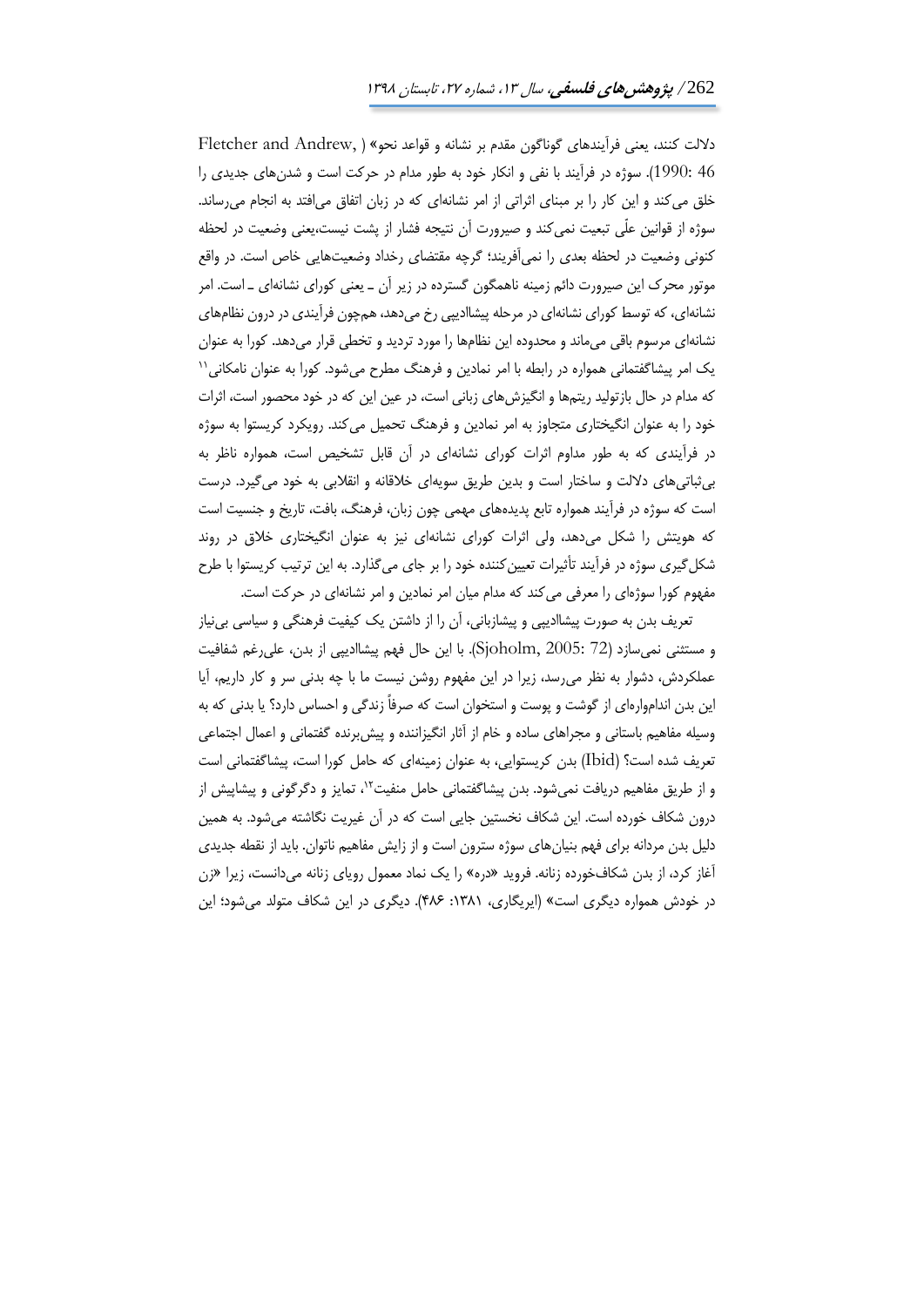دلالت کنند، یعنی فرآیندهای گوناگون مقدم بر نشانه و قواعد نحو» (Fletcher and Andrew, 1990: 46). سوژه در فرآیند با نفی و انکار خود به طور مدام در حرکت است و شدن‌های جدیدی را خلق می‌کند و این کار را بر مبنای اثراتی از امر نشانه‌ای که در زبان اتفاق می‌افتد به انجام می‌رساند. سوژه از قوانین علّی تبعیت نمی‌کند و صیرورت آن نتیجه فشار از پشت نیست،یعنی وضعیت در لحظه کنونی وضعیت در لحظه بعدی را نمی‌آفریند؛ گرچه مقتضای رخداد وضعیت‌هایی خاص است. در واقع موتور محرک این صیرورت دائم زمینه ناهمگون گسترده در زیر آن ـ یعنی کورای نشانه‌ای ـ است. امر نشانه‌ای، که توسط کورای نشانه‌ای در مرحله پیشاادیپی رخ می‌دهد، هم‌چون فرآیندی در درون نظام‌های نشانه‌ای مرسوم باقی می‌ماند و محدوده این نظام‌ها را مورد تردید و تخطی قرار می‌دهد. کورا به عنوان یک امر پیشاگفتمانی همواره در رابطه با امر نمادین و فرهنگ مطرح می‌شود. کورا به عنوان نامکانی[۱۱] که مدام در حال بازتولید ریتم‌ها و انگیزش‌های زبانی است، در عین این که در خود محصور است، اثرات خود را به عنوان انگیختاری متجاوز به امر نمادین و فرهنگ تحمیل می‌کند. رویکرد کریستوا به سوژه در فرآیندی که به طور مداوم اثرات کورای نشانه‌ای در آن قابل تشخیص است، همواره ناظر به بی‌ثباتی‌های دلالت و ساختار است و بدین طریق سویه‌ای خلاقانه و انقلابی به خود می‌گیرد. درست است که سوژه در فرآیند همواره تابع پدیده‌های مهمی چون زبان، فرهنگ، بافت، تاریخ و جنسیت است که هویتش را شکل می‌دهد، ولی اثرات کورای نشانه‌ای نیز به عنوان انگیختاری خلاق در روند شکل‌گیری سوژه در فرآیند تأثیرات تعیین‌کننده خود را بر جای می‌گذارد. به این ترتیب کریستوا با طرح مفهوم کورا سوژه‌ای را معرفی می‌کند که مدام میان امر نمادین و امر نشانه‌ای در حرکت است.

تعریف بدن به صورت پیشاادیپی و پیشازبانی، آن را از داشتن یک کیفیت فرهنگی و سیاسی بی‌نیاز و مستثنی نمی‌سازد (Sjoholm, 2005: 72). با این حال فهم پیشاادیپی از بدن، علی‌رغم شفافیت عملکردش، دشوار به نظر می‌رسد، زیرا در این مفهوم روشن نیست ما با چه بدنی سر و کار داریم، آیا این بدن اندام‌واره‌ای از گوشت و پوست و استخوان است که صرفاً زندگی و احساس دارد؟ یا بدنی که به وسیله مفاهیم باستانی و مجراهای ساده و خام از آثار انگیزاننده و پیش‌برنده گفتمانی و اعمال اجتماعی تعریف شده است؟ (Ibid) بدن کریستوایی، به عنوان زمینه‌ای که حامل کورا است، پیشاگفتمانی است و از طریق مفاهیم دریافت نمی‌شود. بدن پیشاگفتمانی حامل منفیت[۱۲]، تمایز و دگرگونی و پیشاپیش از درون شکاف خورده است. این شکاف نخستین جایی است که در آن غیریت نگاشته می‌شود. به همین دلیل بدن مردانه برای فهم بنیان‌های سوژه سترون است و از زایش مفاهیم ناتوان. باید از نقطه جدیدی آغاز کرد، از بدن شکاف‌خورده زنانه. فروید «دره» را یک نماد معمول رویای زنانه می‌دانست، زیرا «زن در خودش همواره دیگری است» (ایریگاری، ۱۳۸۱: ۴۸۶). دیگری در این شکاف متولد می‌شود؛ این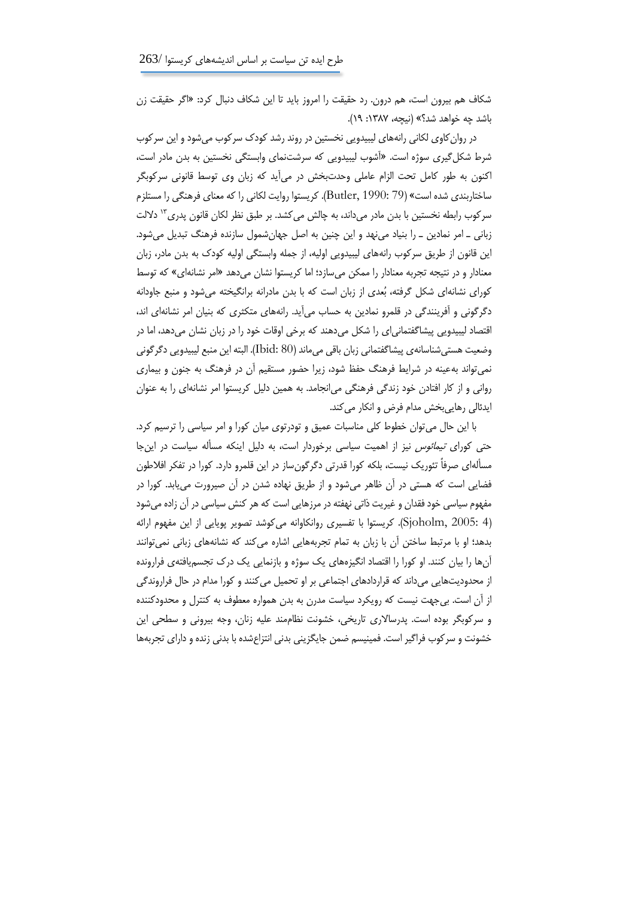شکاف هم بیرون است، هم درون. رد حقیقت را امروز باید تا این شکاف دنبال کرد: «اگر حقیقت زن باشد چه خواهد شد؟» (نیچه، ۱۳۸۷: ۱۹).

در روان‌کاوی لکانی رانه‌های لیبیدویی نخستین در روند رشد کودک سرکوب می‌شود و این سرکوب شرط شکل‌گیری سوژه است. «آشوب لیبیدویی که سرشت‌نمای وابستگی نخستین به بدن مادر است، اکنون به طور کامل تحت الزام عاملی وحدت‌بخش در می‌آید که زبان وی توسط قانونی سرکوبگر ساختاربندی شده است» (Butler, 1990: 79). کریستوا روایت لکانی را که معنای فرهنگی را مستلزم سرکوب رابطه نخستین با بدن مادر می‌داند، به چالش می‌کشد. بر طبق نظر لکان قانون پدری[13] دلالت زبانی ـ امر نمادین ـ را بنیاد می‌نهد و این چنین به اصل جهان‌شمول سازنده فرهنگ تبدیل می‌شود. این قانون از طریق سرکوب رانه‌های لیبیدویی اولیه، از جمله وابستگی اولیه کودک به بدن مادر، زبان معنادار و در نتیجه تجربه معنادار را ممکن می‌سازد؛ اما کریستوا نشان می‌دهد «امر نشانه‌ای» که توسط کورای نشانه‌ای شکل گرفته، بُعدی از زبان است که با بدن مادرانه برانگیخته می‌شود و منبع جاودانه دگرگونی و آفرینندگی در قلمرو نمادین به حساب می‌آید. رانه‌های متکثری که بنیان امر نشانه‌ای اند، اقتصاد لیبیدویی پیشاگفتمانی‌ای را شکل می‌دهند که برخی اوقات خود را در زبان نشان می‌دهد، اما در وضعیت هستی‌شناسانه‌ی پیشاگفتمانی زبان باقی می‌ماند (Ibid: 80). البته این منبع لیبیدویی دگرگونی نمی‌تواند به‌عینه در شرایط فرهنگ حفظ شود، زیرا حضور مستقیم آن در فرهنگ به جنون و بیماری روانی و از کار افتادن خود زندگی فرهنگی می‌انجامد. به همین دلیل کریستوا امر نشانه‌ای را به عنوان ایدئالی رهایی‌بخش مدام فرض و انکار می‌کند.

با این حال می‌توان خطوط کلی مناسبات عمیق و تودرتوی میان کورا و امر سیاسی را ترسیم کرد. حتی کورای *تیمائوس* نیز از اهمیت سیاسی برخوردار است، به دلیل اینکه مسأله سیاست در این‌جا مسأله‌ای صرفاً تئوریک نیست، بلکه کورا قدرتی دگرگون‌ساز در این قلمرو دارد. کورا در تفکر افلاطون فضایی است که هستی در آن ظاهر می‌شود و از طریق نهاده شدن در آن صیرورت می‌یابد. کورا در مفهوم سیاسی خود فقدان و غیریت ذاتی نهفته در مرزهایی است که هر کنش سیاسی در آن زاده می‌شود (Sjoholm, 2005: 4). کریستوا با تفسیری روانکاوانه می‌کوشد تصویر پویایی از این مفهوم ارائه بدهد؛ او با مرتبط ساختن آن با زبان به تمام تجربه‌هایی اشاره می‌کند که نشانه‌های زبانی نمی‌توانند آن‌ها را بیان کنند. او کورا را اقتصاد انگیزه‌های یک سوژه و بازنمایی یک درک تجسم‌یافته‌ی فرارونده از محدودیت‌هایی می‌داند که قراردادهای اجتماعی بر او تحمیل می‌کنند و کورا مدام در حال فرارفتن از آن است. بی‌جهت نیست که رویکرد سیاست مدرن به بدن همواره معطوف به کنترل و محدودکننده و سرکوبگر بوده است. پدرسالاری تاریخی، خشونت نظام‌مند علیه زنان، وجه بیرونی و سطحی این خشونت و سرکوب فراگیر است. فمینیسم ضمن جایگزینی بدنی انتزاع‌شده با بدنی زنده و دارای تجربه‌ها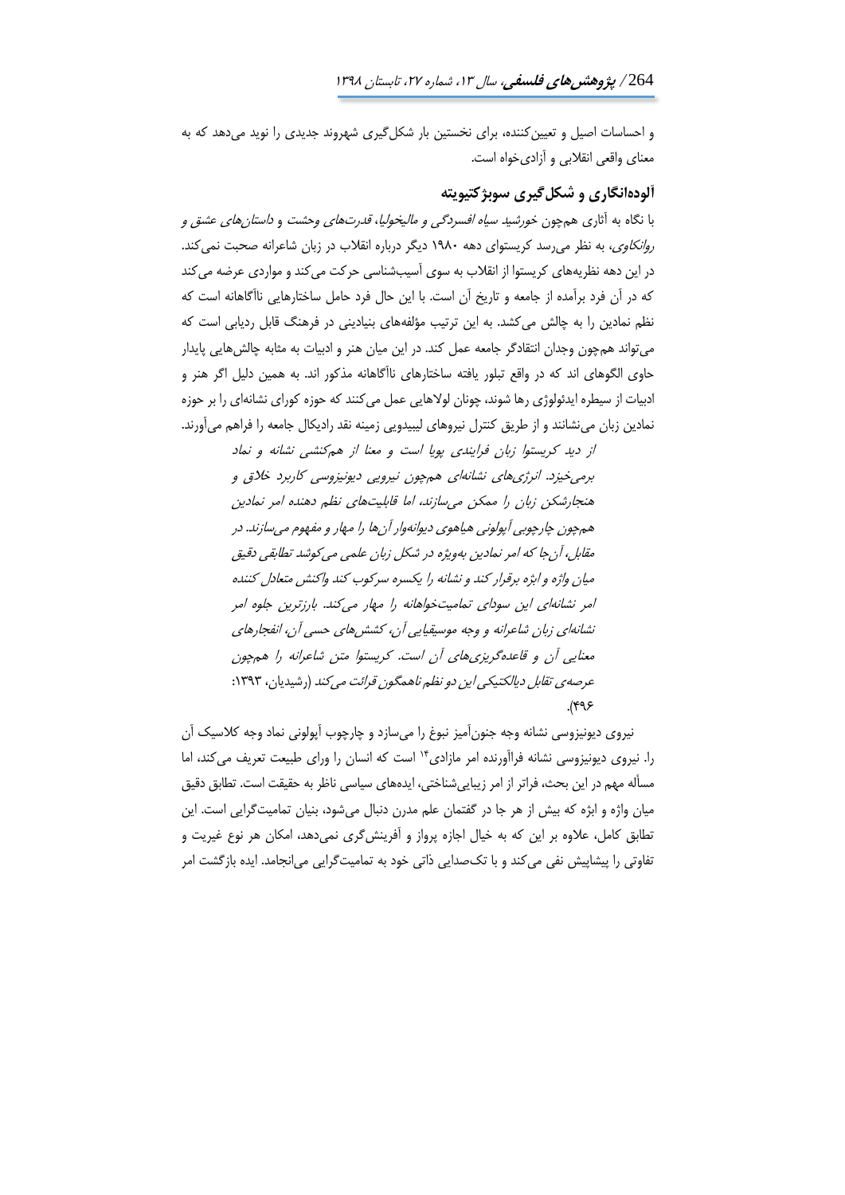و احساسات اصیل و تعیین‌کننده، برای نخستین بار شکل‌گیری شهروند جدیدی را نوید می‌دهد که به معنای واقعی انقلابی و آزادی‌خواه است.

## آلوده‌انگاری و شکل‌گیری سوبژکتیویته

با نگاه به آثاری همچون خورشید *سیاه افسردگی و مالیخولیا*، *قدرت‌های وحشت* و *داستان‌های عشق و روانکاوی*، به نظر می‌رسد کریستوای دهه ۱۹۸۰ دیگر درباره انقلاب در زبان شاعرانه صحبت نمی‌کند. در این دهه نظریه‌های کریستوا از انقلاب به سوی آسیب‌شناسی حرکت می‌کند و مواردی عرضه می‌کند که در آن فرد برآمده از جامعه و تاریخ آن است. با این حال فرد حامل ساختارهایی ناآگاهانه است که نظم نمادین را به چالش می‌کشد. به این ترتیب مؤلفه‌های بنیادینی در فرهنگ قابل ردیابی است که می‌تواند همچون وجدان انتقادگر جامعه عمل کند. در این میان هنر و ادبیات به مثابه چالش‌هایی پایدار حاوی الگوهای اند که در واقع تبلور یافته ساختارهای ناآگاهانه مذکور اند. به همین دلیل اگر هنر و ادبیات از سیطره ایدئولوژی رها شوند، چونان لولاهایی عمل می‌کنند که حوزه کورای نشانه‌ای را بر حوزه نمادین زبان می‌نشانند و از طریق کنترل نیروهای لیبیدویی زمینه نقد رادیکال جامعه را فراهم می‌آورند.

> *از دید کریستوا زبان فرایندی پویا است و معنا از هم‌کنشی نشانه و نماد برمی‌خیزد. انرژی‌های نشانه‌ای همچون نیرویی دیونیزوسی کاربرد خلاق و هنجارشکن زبان را ممکن می‌سازند، اما قابلیت‌های نظم دهنده امر نمادین همچون چارچوبی آپولونی هیاهوی دیوانه‌وار آن‌ها را مهار و مفهوم می‌سازند. در مقابل، آن‌جا که امر نمادین به‌ویژه در شکل زبان علمی می‌کوشد تطابقی دقیق میان واژه و ابژه برقرار کند و نشانه را یکسره سرکوب کند واکنش متعادل کننده امر نشانه‌ای این سودای تمامیت‌خواهانه را مهار می‌کند. بارزترین جلوه امر نشانه‌ای زبان شاعرانه و وجه موسیقیایی آن، کشش‌های حسی آن، انفجارهای معنایی آن و قاعده‌گریزی‌های آن است. کریستوا متن شاعرانه را همچون عرصه‌ی تقابل دیالکتیکی این دو نظم ناهمگون قرائت می‌کند* (رشیدیان، ۱۳۹۳: ۴۹۶).

نیروی دیونیزوسی نشانه وجه جنون‌آمیز نبوغ را می‌سازد و چارچوب آپولونی نماد وجه کلاسیک آن را. نیروی دیونیزوسی نشانه فراآورنده امر مازادی[۱۴] است که انسان را ورای طبیعت تعریف می‌کند، اما مسأله مهم در این بحث، فراتر از امر زیبایی‌شناختی، ایده‌های سیاسی ناظر به حقیقت است. تطابق دقیق میان واژه و ابژه که بیش از هر جا در گفتمان علم مدرن دنبال می‌شود، بنیان تمامیت‌گرایی است. این تطابق کامل، علاوه بر این که به خیال اجازه پرواز و آفرینش‌گری نمی‌دهد، امکان هر نوع غیریت و تفاوتی را پیشاپیش نفی می‌کند و با تک‌صدایی ذاتی خود به تمامیت‌گرایی می‌انجامد. ایده بازگشت امر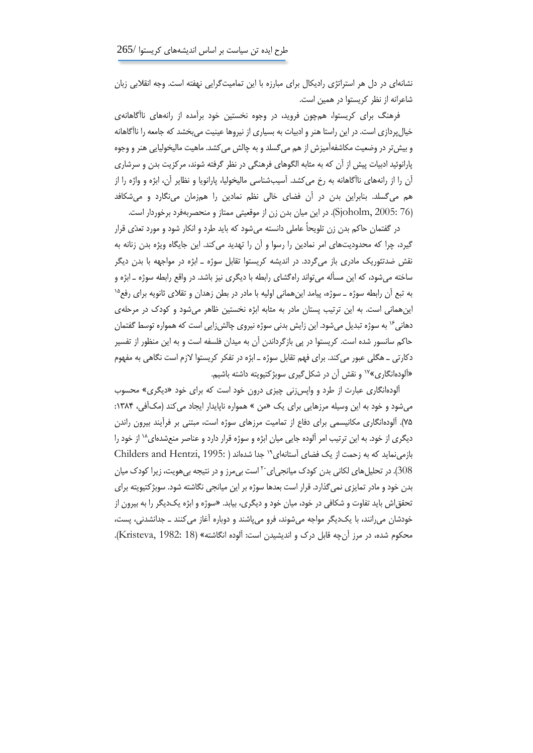نشانه‌ای در دل هر استراتژی رادیکال برای مبارزه با این تمامیت‌گرایی نهفته است. وجه انقلابی زبان شاعرانه از نظر کریستوا در همین است.

فرهنگ برای کریستوا، همچون فروید، در وجوه نخستین خود برآمده از رانه‌های ناآگاهانه‌ی خیال‌پردازی است. در این راستا هنر و ادبیات به بسیاری از نیروها عینیت می‌بخشد که جامعه را ناآگاهانه و بیش‌تر در وضعیت مکاشفه‌آمیزش از هم می‌گسلد و به چالش می‌کشد. ماهیت مالیخولیایی هنر و وجوه پارانوئید ادبیات پیش از آن که به مثابه الگوهای فرهنگی در نظر گرفته شوند، مرکزیت بدن و سرشاری آن را از رانه‌های ناآگاهانه به رخ می‌کشد. آسیب‌شناسی مالیخولیا، پارانویا و نظایر آن، ابژه و واژه را از هم می‌گسلد. بنابراین بدن در آن فضای خالی نظم نمادین را همزمان می‌نگارد و می‌شکافد (Sjoholm, 2005: 76). در این میان بدن زن از موقعیتی ممتاز و منحصربه‌فرد برخوردار است.

در گفتمان حاکم بدن زن تلویحاً عاملی دانسته می‌شود که باید طرد و انکار شود و مورد تعدّی قرار گیرد، چرا که محدودیت‌های امر نمادین را رسوا و آن را تهدید می‌کند. این جایگاه ویژه بدن زنانه به نقش ضدتئوریک مادری باز می‌گردد. در اندیشه کریستوا تقابل سوژه ـ ابژه در مواجهه با بدن دیگر ساخته می‌شود، که این مسأله می‌تواند راه‌گشای رابطه با دیگری نیز باشد. در واقع رابطه سوژه ـ ابژه و به تبع آن رابطه سوژه ـ سوژه، پیامد این‌همانی اولیه با مادر در بطن زهدان و تقلای ثانویه برای رفع[15] این‌همانی است. به این ترتیب پستان مادر به مثابه ابژه نخستین ظاهر می‌شود و کودک در مرحله‌ی دهانی[16] به سوژه تبدیل می‌شود. این زایش بدنی سوژه نیروی چالش‌زایی است که همواره توسط گفتمان حاکم سانسور شده است. کریستوا در پی بازگرداندن آن به میدان فلسفه است و به این منظور از تفسیر دکارتی ـ هگلی عبور می‌کند. برای فهم تقابل سوژه ـ ابژه در تفکر کریستوا لازم است نگاهی به مفهوم «آلوده‌انگاری»[17] و نقش آن در شکل‌گیری سوبژکتیویته داشته باشیم.

آلوده‌انگاری عبارت از طرد و واپس‌زنی چیزی درون خود است که برای خود «دیگری» محسوب می‌شود و خود به این وسیله مرزهایی برای یک «من » همواره ناپایدار ایجاد می‌کند (مک‌آفی، ۱۳۸۴: ۷۵). آلوده‌انگاری مکانیسمی برای دفاع از تمامیت مرزهای سوژه است، مبتنی بر فرآیند بیرون راندن دیگری از خود. به این ترتیب امر آلوده جایی میان ابژه و سوژه قرار دارد و عناصر منع‌شده‌ای[18] از خود را بازمی‌نماید که به زحمت از یک فضای آستانه‌ای[19] جدا شده‌اند (Childers and Hentzi, 1995: 308). در تحلیل‌های لکانی بدن کودک میانجی‌ای[20] است بی‌مرز و در نتیجه بی‌هویت، زیرا کودک میان بدن خود و مادر تمایزی نمی‌گذارد. قرار است بعدها سوژه بر این میانجی نگاشته شود. سوبژکتیویته برای تحقق‌اش باید تفاوت و شکافی در خود، میان خود و دیگری، بیابد. «سوژه و ابژه یک‌دیگر را به بیرون از خودشان می‌رانند، با یک‌دیگر مواجه می‌شوند، فرو می‌پاشند و دوباره آغاز می‌کنند ـ جدانشدنی، پست، محکوم شده، در مرز آن‌چه قابل درک و اندیشیدن است: آلوده انگاشته» (Kristeva, 1982: 18).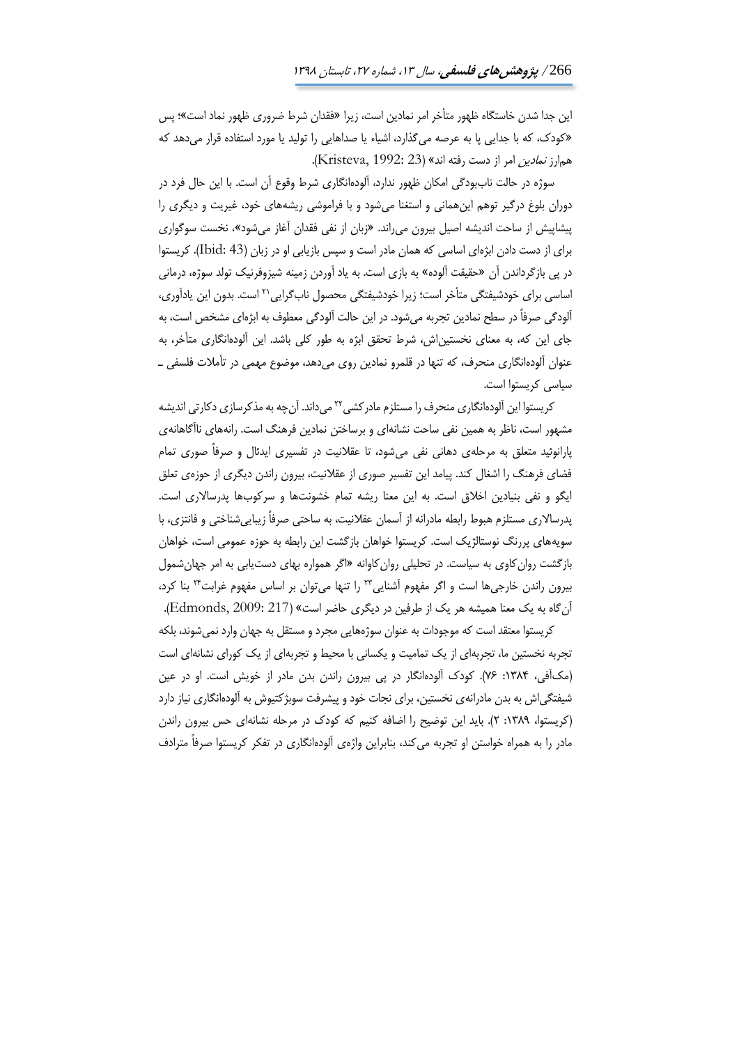این جدا شدن خاستگاه ظهور متأخر امر نمادین است، زیرا «فقدان شرط ضروری ظهور نماد است»؛ پس «کودک، که با جدایی پا به عرصه می‌گذارد، اشیاء یا صداهایی را تولید یا مورد استفاده قرار می‌دهد که هم‌ارز *نمادین* امر از دست رفته اند» (Kristeva, 1992: 23).

سوژه در حالت ناب‌بودگی امکان ظهور ندارد، آلوده‌انگاری شرط وقوع آن است. با این حال فرد در دوران بلوغ درگیر توهم این‌همانی و استغنا می‌شود و با فراموشی ریشه‌های خود، غیریت و دیگری را پیشاپیش از ساحت اندیشه اصیل بیرون می‌راند. «زبان از نفی فقدان آغاز می‌شود»، نخست سوگواری برای از دست دادن ابژه‌ای اساسی که همان مادر است و سپس بازیابی او در زبان (Ibid: 43). کریستوا در پی بازگرداندن آن «حقیقت آلوده» به بازی است. به یاد آوردن زمینه شیزوفرنیک تولد سوژه، درمانی اساسی برای خودشیفتگی متأخر است؛ زیرا خودشیفتگی محصول ناب‌گرایی[21] است. بدون این یادآوری، آلودگی صرفاً در سطح نمادین تجربه می‌شود. در این حالت آلودگی معطوف به ابژه‌ای مشخص است، به جای این که، به معنای نخستین‌اش، شرط تحقق ابژه به طور کلی باشد. این آلوده‌انگاری متأخر، به عنوان آلوده‌انگاری منحرف، که تنها در قلمرو نمادین روی می‌دهد، موضوع مهمی در تأملات فلسفی ـ سیاسی کریستوا است.

کریستوا این آلوده‌انگاری منحرف را مستلزم مادرکشی[22] می‌داند. آن‌چه به مذکرسازی دکارتی اندیشه مشهور است، ناظر به همین نفی ساحت نشانه‌ای و برساختن نمادین فرهنگ است. رانه‌های ناآگاهانه‌ی پارانوئید متعلق به مرحله‌ی دهانی نفی می‌شود، تا عقلانیت در تفسیری ایدئال و صرفاً صوری تمام فضای فرهنگ را اشغال کند. پیامد این تفسیر صوری از عقلانیت، بیرون راندن دیگری از حوزه‌ی تعلق ایگو و نفی بنیادین اخلاق است. به این معنا ریشه تمام خشونت‌ها و سرکوب‌ها پدرسالاری است. پدرسالاری مستلزم هبوط رابطه مادرانه از آسمان عقلانیت، به ساحتی صرفاً زیبایی‌شناختی و فانتزی، با سویه‌های پررنگ نوستالژیک است. کریستوا خواهان بازگشت این رابطه به حوزه عمومی است، خواهان بازگشت روان‌کاوی به سیاست. در تحلیلی روان‌کاوانه «اگر همواره بهای دست‌یابی به امر جهان‌شمول بیرون راندن خارجی‌ها است و اگر مفهوم آشنایی[23] را تنها می‌توان بر اساس مفهوم غرابت[24] بنا کرد، آن‌گاه به یک معنا همیشه هر یک از طرفین در دیگری حاضر است» (Edmonds, 2009: 217).

کریستوا معتقد است که موجودات به عنوان سوژه‌هایی مجرد و مستقل به جهان وارد نمی‌شوند، بلکه تجربه نخستین ما، تجربه‌ای از یک تمامیت و یکسانی با محیط و تجربه‌ای از یک کورای نشانه‌ای است (مک‌آفی، ۱۳۸۴: ۷۶). کودک آلوده‌انگار در پی بیرون راندن بدن مادر از خویش است. او در عین شیفتگی‌اش به بدن مادرانه‌ی نخستین، برای نجات خود و پیشرفت سوبژکتیوش به آلوده‌انگاری نیاز دارد (کریستوا، ۱۳۸۹: ۲). باید این توضیح را اضافه کنیم که کودک در مرحله نشانه‌ای حس بیرون راندن مادر را به همراه خواستن او تجربه می‌کند، بنابراین واژه‌ی آلوده‌انگاری در تفکر کریستوا صرفاً مترادف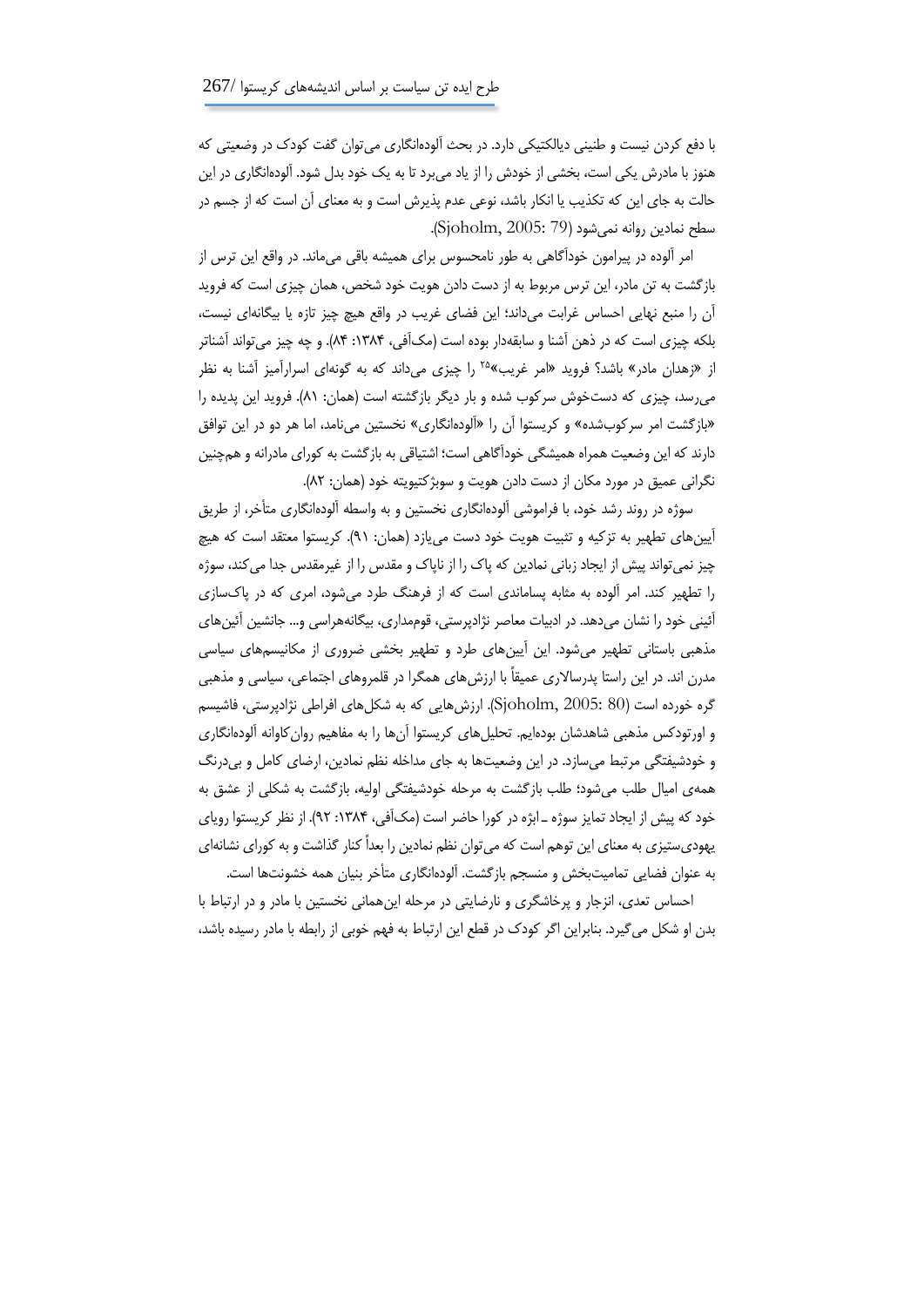با دفع کردن نیست و طنینی دیالکتیکی دارد. در بحث آلوده‌انگاری می‌توان گفت کودک در وضعیتی که هنوز با مادرش یکی است، بخشی از خودش را از یاد می‌برد تا به یک خود بدل شود. آلوده‌انگاری در این حالت به جای این که تکذیب یا انکار باشد، نوعی عدم پذیرش است و به معنای آن است که از جسم در سطح نمادین روانه نمی‌شود (Sjoholm, 2005: 79).

امر آلوده در پیرامون خودآگاهی به طور نامحسوس برای همیشه باقی می‌ماند. در واقع این ترس از بازگشت به تن مادر، این ترس مربوط به از دست دادن هویت خود شخص، همان چیزی است که فروید آن را منبع نهایی احساس غرابت می‌داند؛ این فضای غریب در واقع هیچ چیز تازه یا بیگانه‌ای نیست، بلکه چیزی است که در ذهن آشنا و سابقه‌دار بوده است (مک‌آفی، ۱۳۸۴: ۸۴). و چه چیز می‌تواند آشناتر از «زهدان مادر» باشد؟ فروید «امر غریب»[۲۵] را چیزی می‌داند که به گونه‌ای اسرارآمیز آشنا به نظر می‌رسد، چیزی که دستخوش سرکوب شده و بار دیگر بازگشته است (همان: ۸۱). فروید این پدیده را «بازگشت امر سرکوب‌شده» و کریستوا آن را «آلوده‌انگاری» نخستین می‌نامد، اما هر دو در این توافق دارند که این وضعیت همراه همیشگی خودآگاهی است؛ اشتیاقی به بازگشت به کورای مادرانه و همچنین نگرانی عمیق در مورد مکان از دست دادن هویت و سوبژکتیویته خود (همان: ۸۲).

سوژه در روند رشد خود، با فراموشی آلوده‌انگاری نخستین و به واسطه آلوده‌انگاری متأخر، از طریق آیین‌های تطهیر به تزکیه و تثبیت هویت خود دست می‌یازد (همان: ۹۱). کریستوا معتقد است که هیچ چیز نمی‌تواند پیش از ایجاد زبانی نمادین که پاک را از ناپاک و مقدس را از غیرمقدس جدا می‌کند، سوژه را تطهیر کند. امر آلوده به مثابه پسماندی است که از فرهنگ طرد می‌شود، امری که در پاک‌سازی آئینی خود را نشان می‌دهد. در ادبیات معاصر نژادپرستی، قوم‌مداری، بیگانه‌هراسی و... جانشین آئین‌های مذهبی باستانی تطهیر می‌شود. این آیین‌های طرد و تطهیر بخشی ضروری از مکانیسم‌های سیاسی مدرن اند. در این راستا پدرسالاری عمیقاً با ارزش‌های همگرا در قلمروهای اجتماعی، سیاسی و مذهبی گره خورده است (Sjoholm, 2005: 80). ارزش‌هایی که به شکل‌های افراطی نژادپرستی، فاشیسم و اورتودکس مذهبی شاهدشان بوده‌ایم. تحلیل‌های کریستوا آن‌ها را به مفاهیم روان‌کاوانه آلوده‌انگاری و خودشیفتگی مرتبط می‌سازد. در این وضعیت‌ها به جای مداخله نظم نمادین، ارضای کامل و بی‌درنگ همه‌ی امیال طلب می‌شود؛ طلب بازگشت به مرحله خودشیفتگی اولیه، بازگشت به شکلی از عشق به خود که پیش از ایجاد تمایز سوژه ـ ابژه در کورا حاضر است (مک‌آفی، ۱۳۸۴: ۹۲). از نظر کریستوا رویای یهودی‌ستیزی به معنای این توهم است که می‌توان نظم نمادین را بعداً کنار گذاشت و به کورای نشانه‌ای به عنوان فضایی تمامیت‌بخش و منسجم بازگشت. آلوده‌انگاری متأخر بنیان همه خشونت‌ها است.

احساس تعدی، انزجار و پرخاشگری و نارضایتی در مرحله این‌همانی نخستین با مادر و در ارتباط با بدن او شکل می‌گیرد. بنابراین اگر کودک در قطع این ارتباط به فهم خوبی از رابطه با مادر رسیده باشد،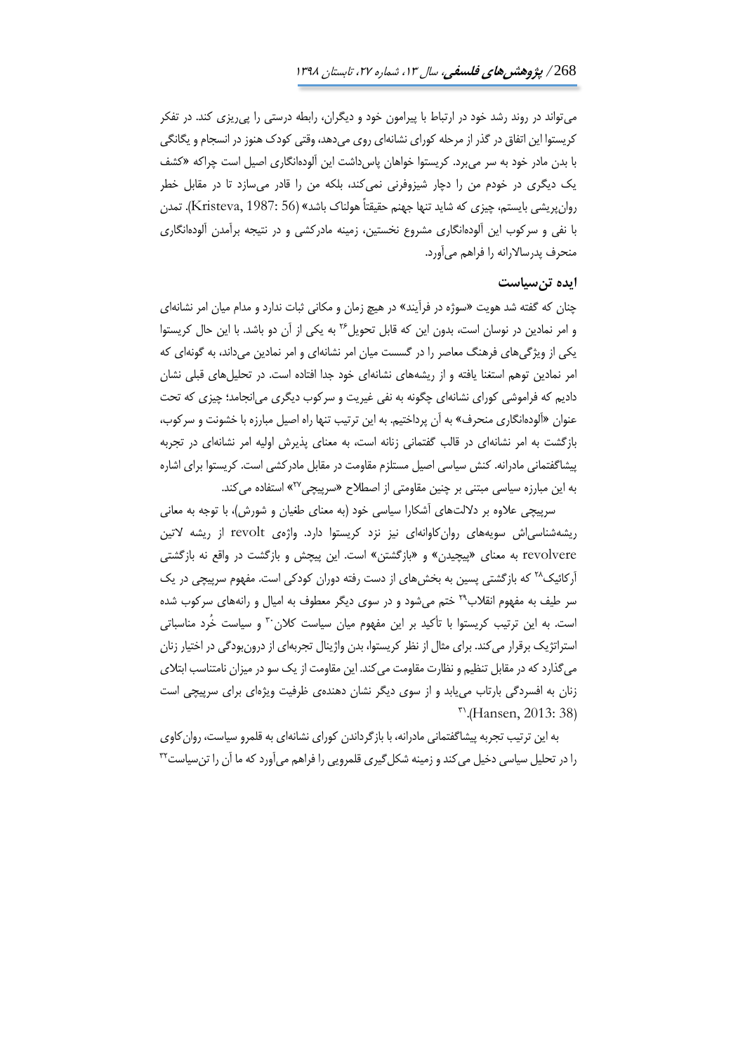می‌تواند در روند رشد خود در ارتباط با پیرامون خود و دیگران، رابطه درستی را پی‌ریزی کند. در تفکر کریستوا این اتفاق در گذر از مرحله کورای نشانه‌ای روی می‌دهد، وقتی کودک هنوز در انسجام و یگانگی با بدن مادر خود به سر می‌برد. کریستوا خواهان پاس‌داشت این آلوده‌انگاری اصیل است چراکه «کشف یک دیگری در خودم من را دچار شیزوفرنی نمی‌کند، بلکه من را قادر می‌سازد تا در مقابل خطر روان‌پریشی بایستم، چیزی که شاید تنها جهنم حقیقتاً هولناک باشد» (Kristeva, 1987: 56). تمدن با نفی و سرکوب این آلوده‌انگاری مشروع نخستین، زمینه مادرکشی و در نتیجه برآمدن آلوده‌انگاری منحرف پدرسالارانه را فراهم می‌آورد.

### ایده تن‌سیاست

چنان که گفته شد هویت «سوژه در فرآیند» در هیچ زمان و مکانی ثبات ندارد و مدام میان امر نشانه‌ای و امر نمادین در نوسان است، بدون این که قابل تحویل[26] به یکی از آن دو باشد. با این حال کریستوا یکی از ویژگی‌های فرهنگ معاصر را در گسست میان امر نشانه‌ای و امر نمادین می‌داند، به گونه‌ای که امر نمادین توهم استغنا یافته و از ریشه‌های نشانه‌ای خود جدا افتاده است. در تحلیل‌های قبلی نشان دادیم که فراموشی کورای نشانه‌ای چگونه به نفی غیریت و سرکوب دیگری می‌انجامد؛ چیزی که تحت عنوان «آلوده‌انگاری منحرف» به آن پرداختیم. به این ترتیب تنها راه اصیل مبارزه با خشونت و سرکوب، بازگشت به امر نشانه‌ای در قالب گفتمانی زنانه است، به معنای پذیرش اولیه امر نشانه‌ای در تجربه پیشاگفتمانی مادرانه. کنش سیاسی اصیل مستلزم مقاومت در مقابل مادرکشی است. کریستوا برای اشاره به این مبارزه سیاسی مبتنی بر چنین مقاومتی از اصطلاح «سرپیچی[27]» استفاده می‌کند.

سرپیچی علاوه بر دلالت‌های آشکارا سیاسی خود (به معنای طغیان و شورش)، با توجه به معانی ریشه‌شناسی‌اش سویه‌های روان‌کاوانه‌ای نیز نزد کریستوا دارد. واژه‌ی revolt از ریشه لاتین revolvere به معنای «پیچیدن» و «بازگشتن» است. این پیچش و بازگشت در واقع نه بازگشتی آرکائیک[28] که بازگشتی پسین به بخش‌های از دست رفته دوران کودکی است. مفهوم سرپیچی در یک سر طیف به مفهوم انقلاب[29] ختم می‌شود و در سوی دیگر معطوف به امیال و رانه‌های سرکوب شده است. به این ترتیب کریستوا با تأکید بر این مفهوم میان سیاست کلان[30] و سیاست خُرد مناسباتی استراتژیک برقرار می‌کند. برای مثال از نظر کریستوا، بدن واژینال تجربه‌ای از درون‌بودگی در اختیار زنان می‌گذارد که در مقابل تنظیم و نظارت مقاومت می‌کند. این مقاومت از یک سو در میزان نامتناسب ابتلای زنان به افسردگی بازتاب می‌یابد و از سوی دیگر نشان دهنده‌ی ظرفیت ویژه‌ای برای سرپیچی است (Hansen, 2013: 38).[31]

به این ترتیب تجربه پیشاگفتمانی مادرانه، با بازگرداندن کورای نشانه‌ای به قلمرو سیاست، روان‌کاوی را در تحلیل سیاسی دخیل می‌کند و زمینه شکل‌گیری قلمرویی را فراهم می‌آورد که ما آن را تن‌سیاست[32]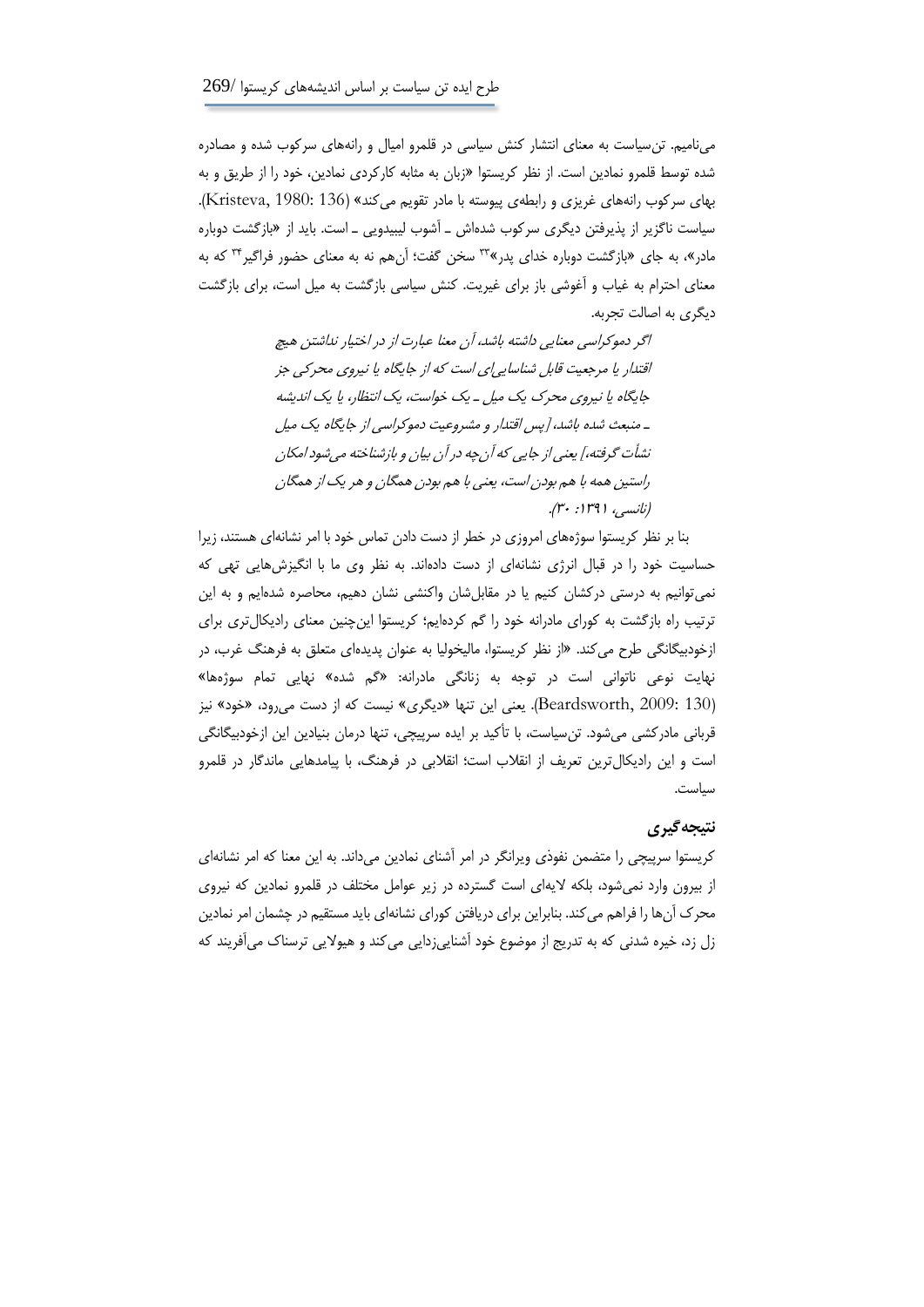می‌نامیم. تن‌سیاست به معنای انتشار کنش سیاسی در قلمرو امیال و رانه‌های سرکوب شده و مصادره شده توسط قلمرو نمادین است. از نظر کریستوا «زبان به مثابه کارکردی نمادین، خود را از طریق و به بهای سرکوب رانه‌های غریزی و رابطه‌ی پیوسته با مادر تقویم می‌کند» (Kristeva, 1980: 136). سیاست ناگزیر از پذیرفتن دیگری سرکوب شده‌اش ـ آشوب لیبیدویی ـ است. باید از «بازگشت دوباره مادر»، به جای «بازگشت دوباره خدای پدر»[33] سخن گفت؛ آن‌هم نه به معنای حضور فراگیر[34] که به معنای احترام به غیاب و آغوشی باز برای غیریت. کنش سیاسی بازگشت به میل است، برای بازگشت دیگری به اصالت تجربه.

> *اگر دموکراسی معنایی داشته باشد، آن معنا عبارت از در اختیار نداشتن هیچ اقتدار یا مرجعیت قابل شناسایی‌ای است که از جایگاه یا نیروی محرکی جز جایگاه یا نیروی محرک یک میل ـ یک خواست، یک انتظار، یا یک اندیشه ـ منبعث شده باشد. [پس اقتدار و مشروعیت دموکراسی از جایگاه یک میل نشأت گرفته،] یعنی از جایی که آن‌چه در آن بیان و بازشناخته می‌شود امکان راستین همه با هم بودن است، یعنی با هم بودن همگان و هر یک از همگان (نانسی، ۱۳۹۱: ۳۰).*

بنا بر نظر کریستوا سوژه‌های امروزی در خطر از دست دادن تماس خود با امر نشانه‌ای هستند، زیرا حساسیت خود را در قبال انرژی نشانه‌ای از دست داده‌اند. به نظر وی ما با انگیزش‌هایی تهی که نمی‌توانیم به درستی درکشان کنیم یا در مقابل‌شان واکنشی نشان دهیم، محاصره شده‌ایم و به این ترتیب راه بازگشت به کورای مادرانه خود را گم کرده‌ایم؛ کریستوا این‌چنین معنای رادیکال‌تری برای ازخودبیگانگی طرح می‌کند. «از نظر کریستوا، مالیخولیا به عنوان پدیده‌ای متعلق به فرهنگ غرب، در نهایت نوعی ناتوانی است در توجه به زنانگی مادرانه: «گم شده» نهایی تمام سوژه‌ها» (Beardsworth, 2009: 130). یعنی این تنها «دیگری» نیست که از دست می‌رود، «خود» نیز قربانی مادرکشی می‌شود. تن‌سیاست، با تأکید بر ایده سرپیچی، تنها درمان بنیادین این ازخودبیگانگی است و این رادیکال‌ترین تعریف از انقلاب است؛ انقلابی در فرهنگ، با پیامدهایی ماندگار در قلمرو سیاست.

## نتیجه‌گیری

کریستوا سرپیچی را متضمن نفوذی ویرانگر در امر آشنای نمادین می‌داند. به این معنا که امر نشانه‌ای از بیرون وارد نمی‌شود، بلکه لایه‌ای است گسترده در زیر عوامل مختلف در قلمرو نمادین که نیروی محرک آن‌ها را فراهم می‌کند. بنابراین برای دریافتن کورای نشانه‌ای باید مستقیم در چشمان امر نمادین زل زد، خیره شدنی که به تدریج از موضوع خود آشنایی‌زدایی می‌کند و هیولایی ترسناک می‌آفریند که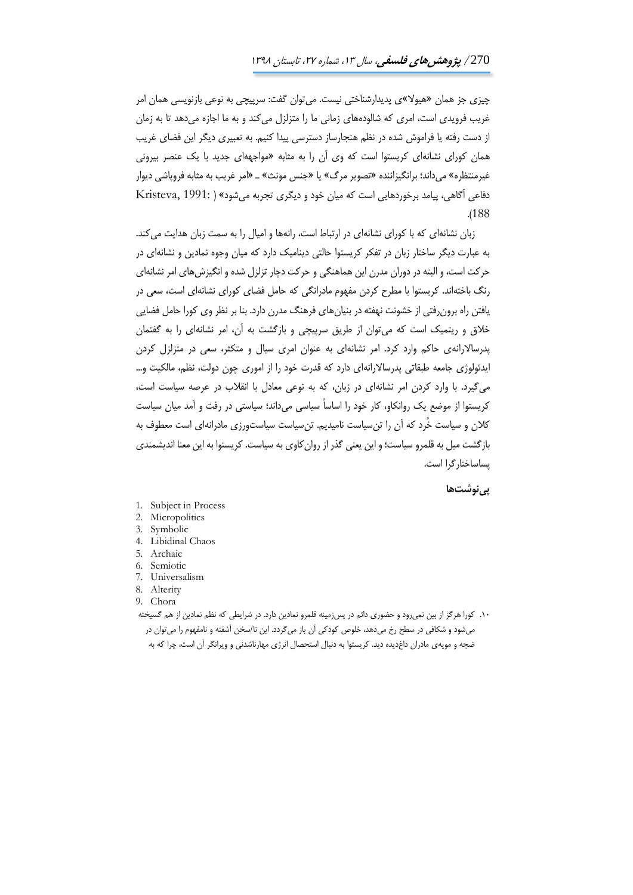چیزی جز همان «هیولا»ی پدیدارشناختی نیست. می‌توان گفت: سرپیچی به نوعی بازنویسی همان امر غریب فرویدی است، امری که شالوده‌های زمانی ما را متزلزل می‌کند و به ما اجازه می‌دهد تا به زمان از دست رفته یا فراموش شده در نظم هنجارساز دسترسی پیدا کنیم. به تعبیری دیگر این فضای غریب همان کورای نشانه‌ای کریستوا است که وی آن را به مثابه «مواجهه‌ای جدید با یک عنصر بیرونی غیرمنتظره» می‌داند؛ برانگیزاننده «تصویر مرگ» یا «جنس مونث» ـ «امر غریب به مثابه فروپاشی دیوار دفاعی آگاهی، پیامد برخوردهایی است که میان خود و دیگری تجربه می‌شود» (Kristeva, 1991: 188).

زبان نشانه‌ای که با کورای نشانه‌ای در ارتباط است، رانه‌ها و امیال را به سمت زبان هدایت می‌کند. به عبارت دیگر ساختار زبان در تفکر کریستوا حالتی دینامیک دارد که میان وجوه نمادین و نشانه‌ای در حرکت است، و البته در دوران مدرن این هماهنگی و حرکت دچار تزلزل شده و انگیزش‌های امر نشانه‌ای رنگ باخته‌اند. کریستوا با مطرح کردن مفهوم مادرانگی که حامل فضای کورای نشانه‌ای است، سعی در یافتن راه برون‌رفتی از خشونت نهفته در بنیان‌های فرهنگ مدرن دارد. بنا بر نظر وی کورا حامل فضایی خلاق و ریتمیک است که می‌توان از طریق سرپیچی و بازگشت به آن، امر نشانه‌ای را به گفتمان پدرسالارانه‌ی حاکم وارد کرد. امر نشانه‌ای به عنوان امری سیال و متکثر، سعی در متزلزل کردن ایدئولوژی جامعه طبقاتی پدرسالارانه‌ای دارد که قدرت خود را از اموری چون دولت، نظم، مالکیت و... می‌گیرد. با وارد کردن امر نشانه‌ای در زبان، که به نوعی معادل با انقلاب در عرصه سیاست است، کریستوا از موضع یک روانکاو، کار خود را اساساً سیاسی می‌داند؛ سیاستی در رفت و آمد میان سیاست کلان و سیاست خُرد که آن را تن‌سیاست نامیدیم. تن‌سیاست سیاست‌ورزی مادرانه‌ای است معطوف به بازگشت میل به قلمرو سیاست؛ و این یعنی گذر از روان‌کاوی به سیاست. کریستوا به این معنا اندیشمندی پساساختارگرا است.

### پی‌نوشت‌ها

1. Subject in Process
2. Micropolitics
3. Symbolic
4. Libidinal Chaos
5. Archaic
6. Semiotic
7. Universalism
8. Alterity
9. Chora

۱۰. کورا هرگز از بین نمی‌رود و حضوری دائم در پس‌زمینه قلمرو نمادین دارد. در شرایطی که نظم نمادین از هم گسیخته می‌شود و شکافی در سطح رخ می‌دهد، خلوص کودکی آن باز می‌گردد. این نا/سخن آشفته و نامفهوم را می‌توان در ضجه و مویه‌ی مادران داغدیده دید. کریستوا به دنبال استحصال انرژی مهارناشدنی و ویرانگر آن است، چرا که به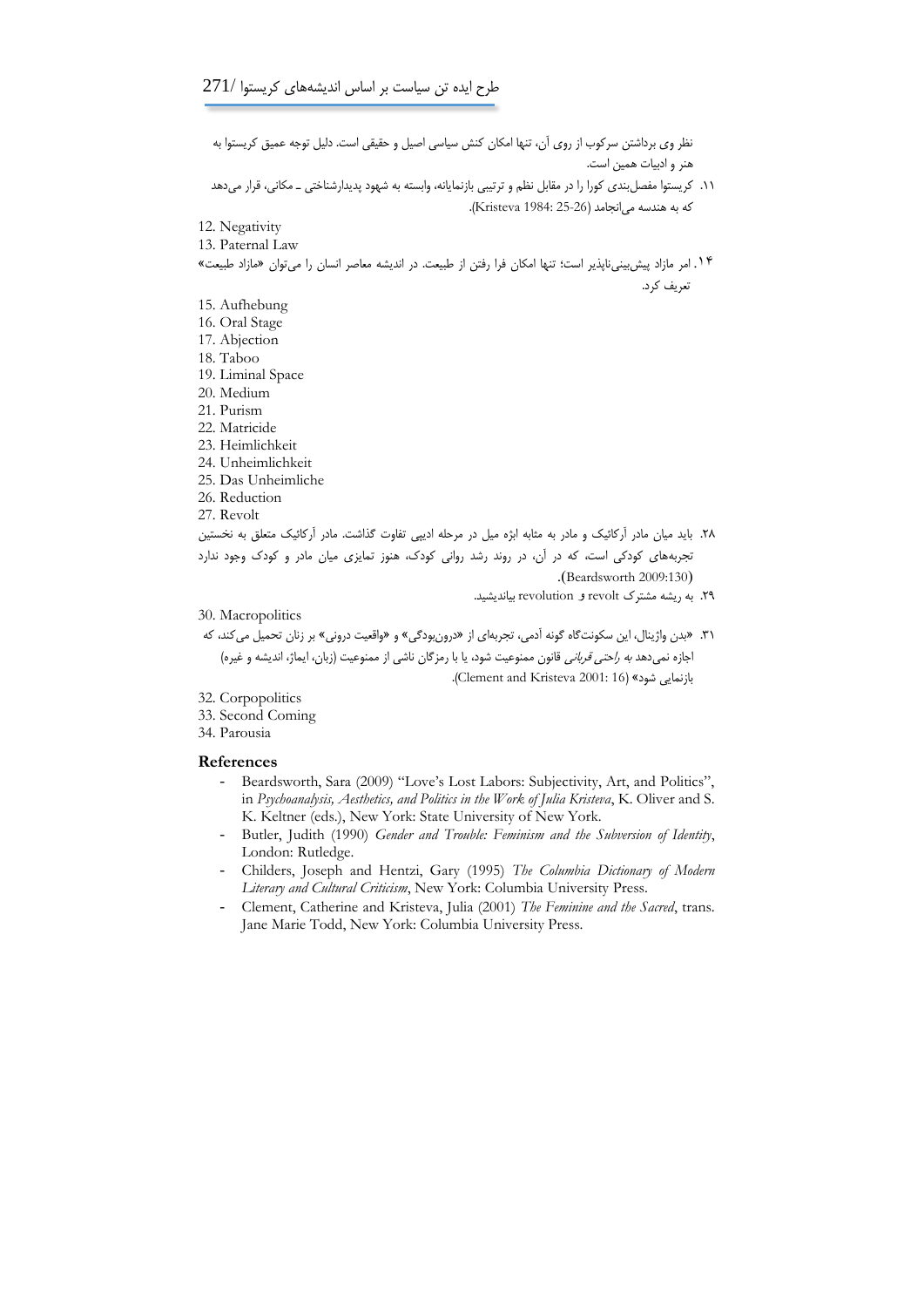نظر وی برداشتن سرکوب از روی آن، تنها امکان کنش سیاسی اصیل و حقیقی است. دلیل توجه عمیق کریستوا به هنر و ادبیات همین است.

۱۱. کریستوا مفصل‌بندی کورا را در مقابل نظم و ترتیبی بازنمایانه، وابسته به شهود پدیدارشناختی ـ مکانی، قرار می‌دهد که به هندسه می‌انجامد (Kristeva 1984: 25-26).

12. Negativity

13. Paternal Law

۱۴. امر مازاد پیش‌بینی‌ناپذیر است؛ تنها امکان فرا رفتن از طبیعت. در اندیشه معاصر انسان را می‌توان «مازاد طبیعت» تعریف کرد.

15. Aufhebung

16. Oral Stage

17. Abjection

18. Taboo

19. Liminal Space

20. Medium

21. Purism

22. Matricide

23. Heimlichkeit

24. Unheimlichkeit

25. Das Unheimliche

26. Reduction

27. Revolt

۲۸. باید میان مادر آرکائیک و مادر به مثابه ابژه میل در مرحله ادیپی تفاوت گذاشت. مادر آرکائیک متعلق به نخستین تجربه‌های کودکی است، که در آن، در روند رشد روانی کودک، هنوز تمایزی میان مادر و کودک وجود ندارد (Beardsworth 2009:130).

۲۹. به ریشه مشترک revolt و revolution بیاندیشید.

30. Macropolitics

۳۱. «بدن واژینال، این سکونت‌گاه گونه آدمی، تجربه‌ای از «درون‌بودگی» و «واقعیت درونی» بر زنان تحمیل می‌کند، که اجازه نمی‌دهد *به راحتی قربانی* قانون ممنوعیت شود، یا با رمزگان ناشی از ممنوعیت (زبان، ایماژ، اندیشه و غیره) بازنمایی شود» (Clement and Kristeva 2001: 16).

32. Corpopolitics

33. Second Coming

34. Parousia

## References

- Beardsworth, Sara (2009) "Love's Lost Labors: Subjectivity, Art, and Politics", in *Psychoanalysis, Aesthetics, and Politics in the Work of Julia Kristeva*, K. Oliver and S. K. Keltner (eds.), New York: State University of New York.
- Butler, Judith (1990) *Gender and Trouble: Feminism and the Subversion of Identity*, London: Rutledge.
- Childers, Joseph and Hentzi, Gary (1995) *The Columbia Dictionary of Modern Literary and Cultural Criticism*, New York: Columbia University Press.
- Clement, Catherine and Kristeva, Julia (2001) *The Feminine and the Sacred*, trans. Jane Marie Todd, New York: Columbia University Press.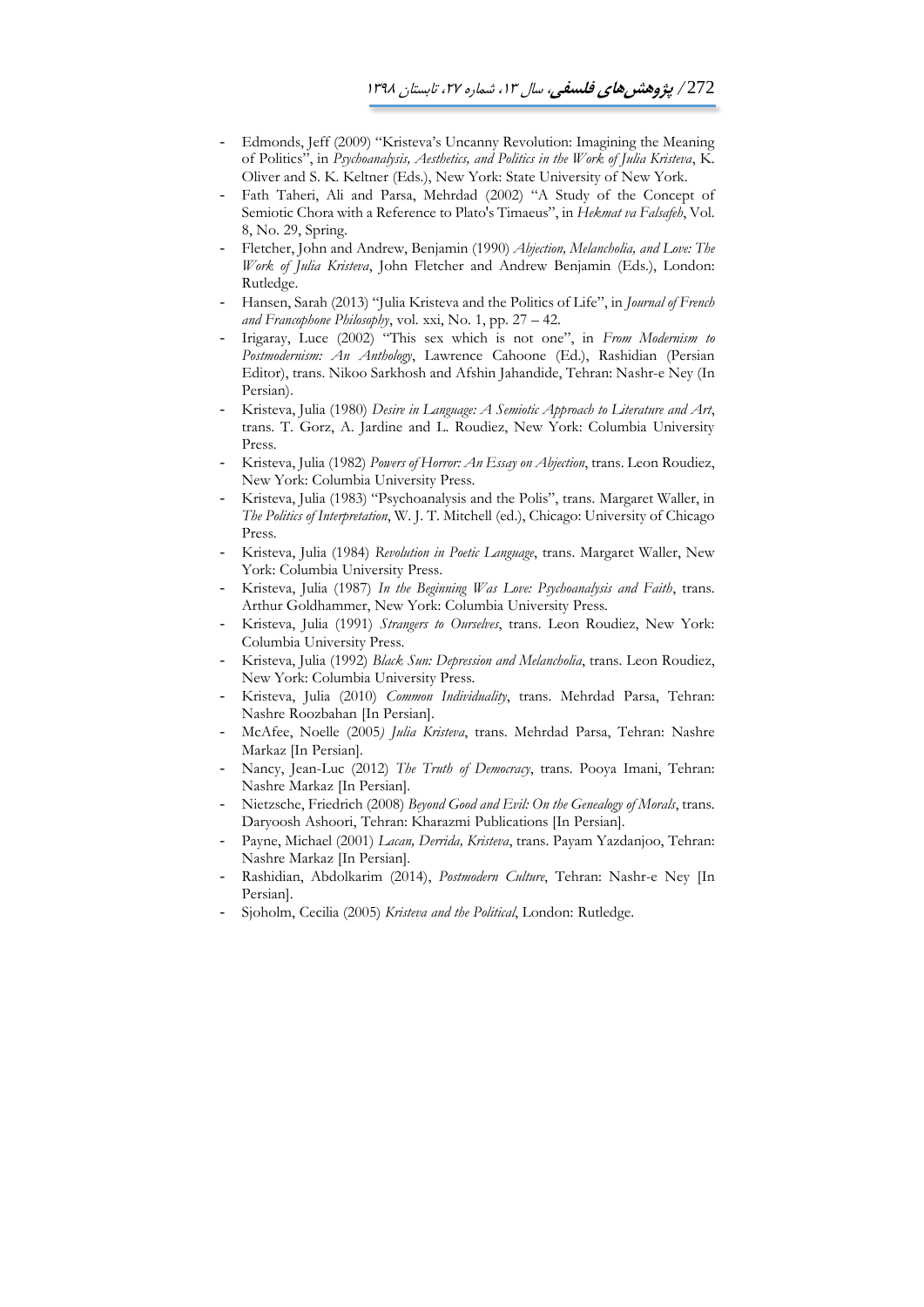- Edmonds, Jeff (2009) "Kristeva's Uncanny Revolution: Imagining the Meaning of Politics", in *Psychoanalysis, Aesthetics, and Politics in the Work of Julia Kristeva*, K. Oliver and S. K. Keltner (Eds.), New York: State University of New York.
- Fath Taheri, Ali and Parsa, Mehrdad (2002) "A Study of the Concept of Semiotic Chora with a Reference to Plato's Timaeus", in *Hekmat va Falsafeh*, Vol. 8, No. 29, Spring.
- Fletcher, John and Andrew, Benjamin (1990) *Abjection, Melancholia, and Love: The Work of Julia Kristeva*, John Fletcher and Andrew Benjamin (Eds.), London: Rutledge.
- Hansen, Sarah (2013) "Julia Kristeva and the Politics of Life", in *Journal of French and Francophone Philosophy*, vol. xxi, No. 1, pp. 27 – 42.
- Irigaray, Luce (2002) "This sex which is not one", in *From Modernism to Postmodernism: An Anthology*, Lawrence Cahoone (Ed.), Rashidian (Persian Editor), trans. Nikoo Sarkhosh and Afshin Jahandide, Tehran: Nashr-e Ney (In Persian).
- Kristeva, Julia (1980) *Desire in Language: A Semiotic Approach to Literature and Art*, trans. T. Gorz, A. Jardine and L. Roudiez, New York: Columbia University Press.
- Kristeva, Julia (1982) *Powers of Horror: An Essay on Abjection*, trans. Leon Roudiez, New York: Columbia University Press.
- Kristeva, Julia (1983) "Psychoanalysis and the Polis", trans. Margaret Waller, in *The Politics of Interpretation*, W. J. T. Mitchell (ed.), Chicago: University of Chicago Press.
- Kristeva, Julia (1984) *Revolution in Poetic Language*, trans. Margaret Waller, New York: Columbia University Press.
- Kristeva, Julia (1987) *In the Beginning Was Love: Psychoanalysis and Faith*, trans. Arthur Goldhammer, New York: Columbia University Press.
- Kristeva, Julia (1991) *Strangers to Ourselves*, trans. Leon Roudiez, New York: Columbia University Press.
- Kristeva, Julia (1992) *Black Sun: Depression and Melancholia*, trans. Leon Roudiez, New York: Columbia University Press.
- Kristeva, Julia (2010) *Common Individuality*, trans. Mehrdad Parsa, Tehran: Nashre Roozbahan [In Persian].
- McAfee, Noelle (2005*) Julia Kristeva*, trans. Mehrdad Parsa, Tehran: Nashre Markaz [In Persian].
- Nancy, Jean-Luc (2012) *The Truth of Democracy*, trans. Pooya Imani, Tehran: Nashre Markaz [In Persian].
- Nietzsche, Friedrich (2008) *Beyond Good and Evil: On the Genealogy of Morals*, trans. Daryoosh Ashoori, Tehran: Kharazmi Publications [In Persian].
- Payne, Michael (2001) *Lacan, Derrida, Kristeva*, trans. Payam Yazdanjoo, Tehran: Nashre Markaz [In Persian].
- Rashidian, Abdolkarim (2014), *Postmodern Culture*, Tehran: Nashr-e Ney [In Persian].
- Sjoholm, Cecilia (2005) *Kristeva and the Political*, London: Rutledge.